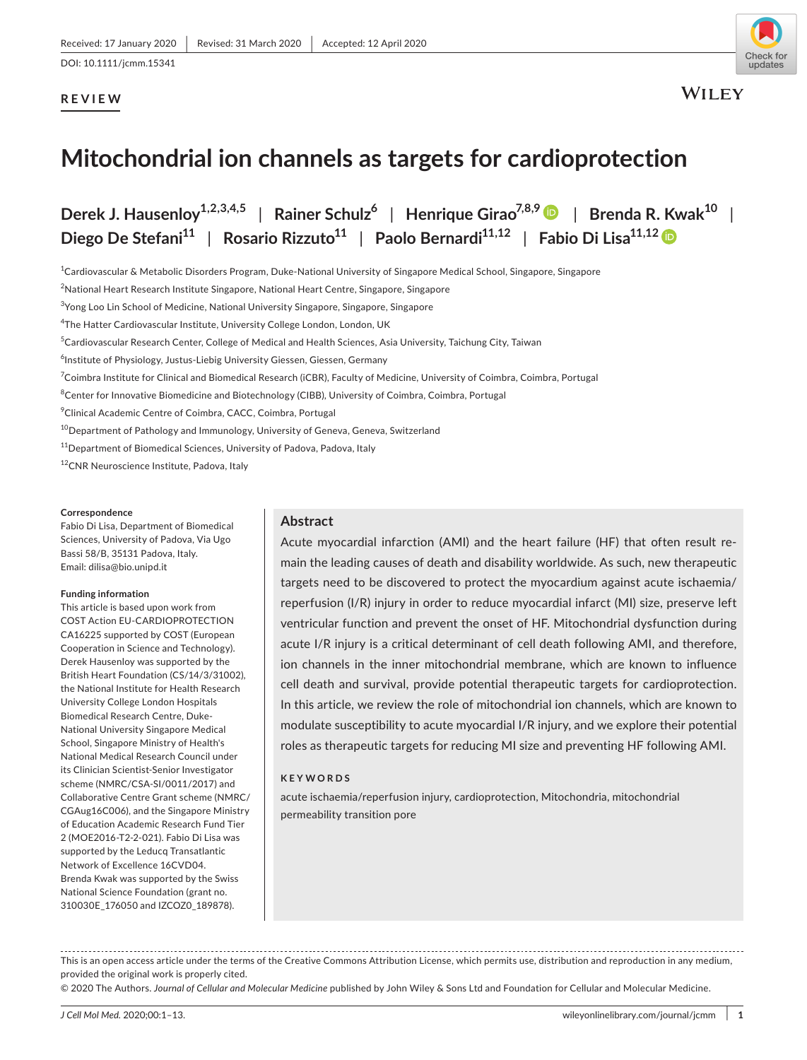Received: 17 January 2020 | Revised: 31 March 2020 | Accepted: 12 April 2020

DOI: 10.1111/jcmm.15341

**REVIEW**

# Mitochondrial ion channels as targets for cardioprotection

**Derek J. Hausenloy[1,2,3,4,5] | Rainer Schulz[6] | Henrique Girao[7,8,9] | Brenda R. Kwak[10] | Diego De Stefani[11] | Rosario Rizzuto[11] | Paolo Bernardi[11,12] | Fabio Di Lisa[11,12]**

[1]Cardiovascular & Metabolic Disorders Program, Duke-National University of Singapore Medical School, Singapore, Singapore

[2]National Heart Research Institute Singapore, National Heart Centre, Singapore, Singapore

[3]Yong Loo Lin School of Medicine, National University Singapore, Singapore, Singapore

[4]The Hatter Cardiovascular Institute, University College London, London, UK

[5]Cardiovascular Research Center, College of Medical and Health Sciences, Asia University, Taichung City, Taiwan

[6]Institute of Physiology, Justus-Liebig University Giessen, Giessen, Germany

[7]Coimbra Institute for Clinical and Biomedical Research (iCBR), Faculty of Medicine, University of Coimbra, Coimbra, Portugal

[8]Center for Innovative Biomedicine and Biotechnology (CIBB), University of Coimbra, Coimbra, Portugal

[9]Clinical Academic Centre of Coimbra, CACC, Coimbra, Portugal

[10]Department of Pathology and Immunology, University of Geneva, Geneva, Switzerland

[11]Department of Biomedical Sciences, University of Padova, Padova, Italy

[12]CNR Neuroscience Institute, Padova, Italy

**Correspondence**
Fabio Di Lisa, Department of Biomedical Sciences, University of Padova, Via Ugo Bassi 58/B, 35131 Padova, Italy.
Email: dilisa@bio.unipd.it

**Funding information**
This article is based upon work from COST Action EU-CARDIOPROTECTION CA16225 supported by COST (European Cooperation in Science and Technology). Derek Hausenloy was supported by the British Heart Foundation (CS/14/3/31002), the National Institute for Health Research University College London Hospitals Biomedical Research Centre, Duke-National University Singapore Medical School, Singapore Ministry of Health's National Medical Research Council under its Clinician Scientist-Senior Investigator scheme (NMRC/CSA-SI/0011/2017) and Collaborative Centre Grant scheme (NMRC/CGAug16C006), and the Singapore Ministry of Education Academic Research Fund Tier 2 (MOE2016-T2-2-021). Fabio Di Lisa was supported by the Leducq Transatlantic Network of Excellence 16CVD04. Brenda Kwak was supported by the Swiss National Science Foundation (grant no. 310030E_176050 and IZCOZ0_189878).

## Abstract

Acute myocardial infarction (AMI) and the heart failure (HF) that often result remain the leading causes of death and disability worldwide. As such, new therapeutic targets need to be discovered to protect the myocardium against acute ischaemia/reperfusion (I/R) injury in order to reduce myocardial infarct (MI) size, preserve left ventricular function and prevent the onset of HF. Mitochondrial dysfunction during acute I/R injury is a critical determinant of cell death following AMI, and therefore, ion channels in the inner mitochondrial membrane, which are known to influence cell death and survival, provide potential therapeutic targets for cardioprotection. In this article, we review the role of mitochondrial ion channels, which are known to modulate susceptibility to acute myocardial I/R injury, and we explore their potential roles as therapeutic targets for reducing MI size and preventing HF following AMI.

**KEYWORDS**

acute ischaemia/reperfusion injury, cardioprotection, Mitochondria, mitochondrial permeability transition pore

This is an open access article under the terms of the Creative Commons Attribution License, which permits use, distribution and reproduction in any medium, provided the original work is properly cited.

© 2020 The Authors. *Journal of Cellular and Molecular Medicine* published by John Wiley & Sons Ltd and Foundation for Cellular and Molecular Medicine.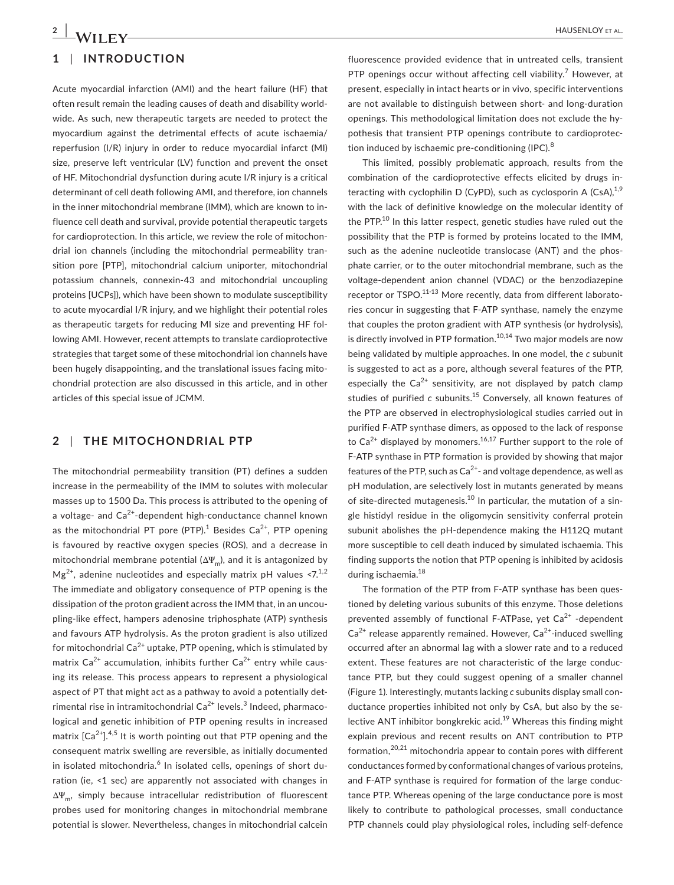## 1 | INTRODUCTION

Acute myocardial infarction (AMI) and the heart failure (HF) that often result remain the leading causes of death and disability worldwide. As such, new therapeutic targets are needed to protect the myocardium against the detrimental effects of acute ischaemia/reperfusion (I/R) injury in order to reduce myocardial infarct (MI) size, preserve left ventricular (LV) function and prevent the onset of HF. Mitochondrial dysfunction during acute I/R injury is a critical determinant of cell death following AMI, and therefore, ion channels in the inner mitochondrial membrane (IMM), which are known to influence cell death and survival, provide potential therapeutic targets for cardioprotection. In this article, we review the role of mitochondrial ion channels (including the mitochondrial permeability transition pore [PTP], mitochondrial calcium uniporter, mitochondrial potassium channels, connexin-43 and mitochondrial uncoupling proteins [UCPs]), which have been shown to modulate susceptibility to acute myocardial I/R injury, and we highlight their potential roles as therapeutic targets for reducing MI size and preventing HF following AMI. However, recent attempts to translate cardioprotective strategies that target some of these mitochondrial ion channels have been hugely disappointing, and the translational issues facing mitochondrial protection are also discussed in this article, and in other articles of this special issue of JCMM.

## 2 | THE MITOCHONDRIAL PTP

The mitochondrial permeability transition (PT) defines a sudden increase in the permeability of the IMM to solutes with molecular masses up to 1500 Da. This process is attributed to the opening of a voltage- and $Ca^{2+}$-dependent high-conductance channel known as the mitochondrial PT pore (PTP).[1] Besides $Ca^{2+}$, PTP opening is favoured by reactive oxygen species (ROS), and a decrease in mitochondrial membrane potential ($\Delta\Psi_m$), and it is antagonized by $Mg^{2+}$, adenine nucleotides and especially matrix pH values <7.[1,2] The immediate and obligatory consequence of PTP opening is the dissipation of the proton gradient across the IMM that, in an uncoupling-like effect, hampers adenosine triphosphate (ATP) synthesis and favours ATP hydrolysis. As the proton gradient is also utilized for mitochondrial $Ca^{2+}$ uptake, PTP opening, which is stimulated by matrix $Ca^{2+}$ accumulation, inhibits further $Ca^{2+}$ entry while causing its release. This process appears to represent a physiological aspect of PT that might act as a pathway to avoid a potentially detrimental rise in intramitochondrial $Ca^{2+}$ levels.[3] Indeed, pharmacological and genetic inhibition of PTP opening results in increased matrix [$Ca^{2+}$].[4,5] It is worth pointing out that PTP opening and the consequent matrix swelling are reversible, as initially documented in isolated mitochondria.[6] In isolated cells, openings of short duration (ie, <1 sec) are apparently not associated with changes in $\Delta\Psi_m$, simply because intracellular redistribution of fluorescent probes used for monitoring changes in mitochondrial membrane potential is slower. Nevertheless, changes in mitochondrial calcein fluorescence provided evidence that in untreated cells, transient PTP openings occur without affecting cell viability.[7] However, at present, especially in intact hearts or in vivo, specific interventions are not available to distinguish between short- and long-duration openings. This methodological limitation does not exclude the hypothesis that transient PTP openings contribute to cardioprotection induced by ischaemic pre-conditioning (IPC).[8]

This limited, possibly problematic approach, results from the combination of the cardioprotective effects elicited by drugs interacting with cyclophilin D (CyPD), such as cyclosporin A (CsA),[1,9] with the lack of definitive knowledge on the molecular identity of the PTP.[10] In this latter respect, genetic studies have ruled out the possibility that the PTP is formed by proteins located to the IMM, such as the adenine nucleotide translocase (ANT) and the phosphate carrier, or to the outer mitochondrial membrane, such as the voltage-dependent anion channel (VDAC) or the benzodiazepine receptor or TSPO.[11-13] More recently, data from different laboratories concur in suggesting that F-ATP synthase, namely the enzyme that couples the proton gradient with ATP synthesis (or hydrolysis), is directly involved in PTP formation.[10,14] Two major models are now being validated by multiple approaches. In one model, the *c* subunit is suggested to act as a pore, although several features of the PTP, especially the $Ca^{2+}$ sensitivity, are not displayed by patch clamp studies of purified *c* subunits.[15] Conversely, all known features of the PTP are observed in electrophysiological studies carried out in purified F-ATP synthase dimers, as opposed to the lack of response to $Ca^{2+}$ displayed by monomers.[16,17] Further support to the role of F-ATP synthase in PTP formation is provided by showing that major features of the PTP, such as $Ca^{2+}$- and voltage dependence, as well as pH modulation, are selectively lost in mutants generated by means of site-directed mutagenesis.[10] In particular, the mutation of a single histidyl residue in the oligomycin sensitivity conferral protein subunit abolishes the pH-dependence making the H112Q mutant more susceptible to cell death induced by simulated ischaemia. This finding supports the notion that PTP opening is inhibited by acidosis during ischaemia.[18]

The formation of the PTP from F-ATP synthase has been questioned by deleting various subunits of this enzyme. Those deletions prevented assembly of functional F-ATPase, yet $Ca^{2+}$ -dependent $Ca^{2+}$ release apparently remained. However, $Ca^{2+}$-induced swelling occurred after an abnormal lag with a slower rate and to a reduced extent. These features are not characteristic of the large conductance PTP, but they could suggest opening of a smaller channel (Figure 1). Interestingly, mutants lacking *c* subunits display small conductance properties inhibited not only by CsA, but also by the selective ANT inhibitor bongkrekic acid.[19] Whereas this finding might explain previous and recent results on ANT contribution to PTP formation,[20,21] mitochondria appear to contain pores with different conductances formed by conformational changes of various proteins, and F-ATP synthase is required for formation of the large conductance PTP. Whereas opening of the large conductance pore is most likely to contribute to pathological processes, small conductance PTP channels could play physiological roles, including self-defence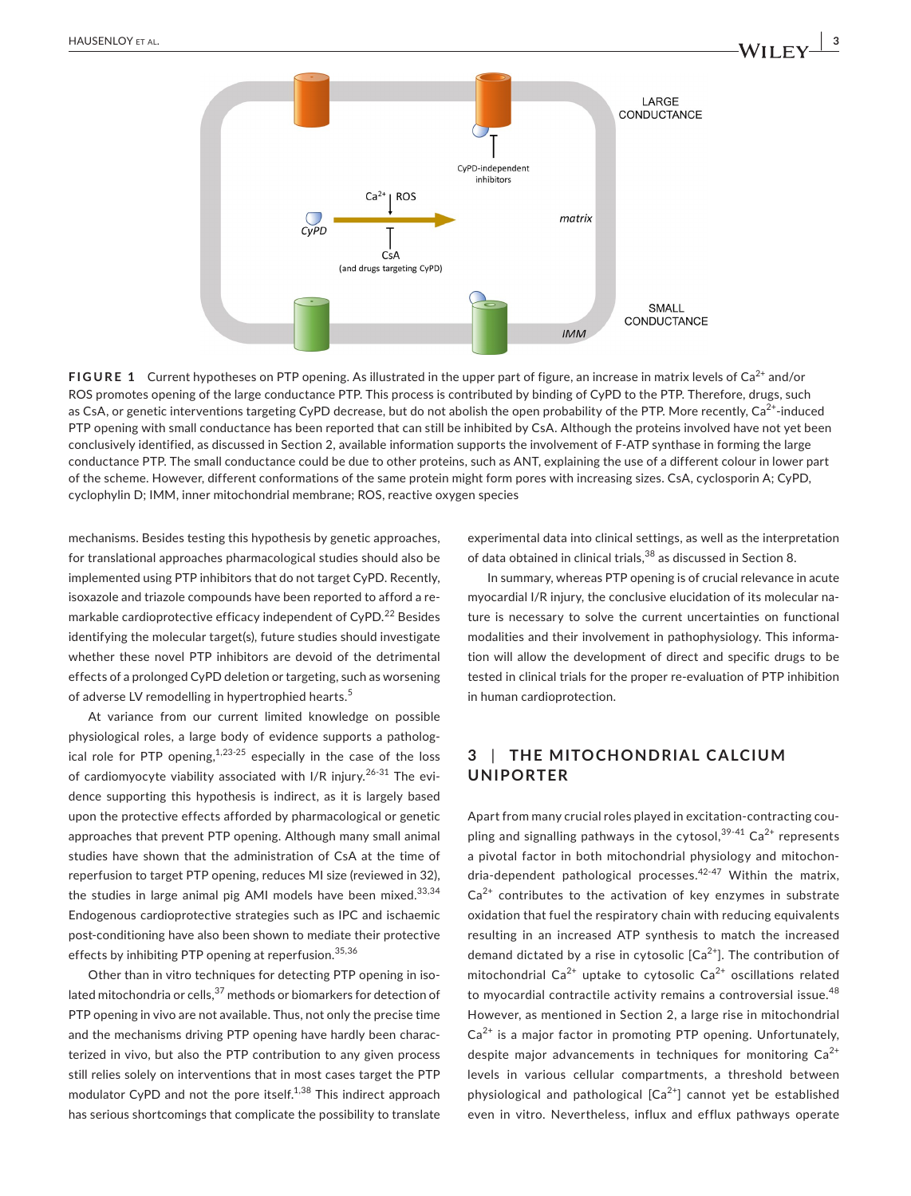**FIGURE 1** Current hypotheses on PTP opening. As illustrated in the upper part of figure, an increase in matrix levels of $Ca^{2+}$ and/or ROS promotes opening of the large conductance PTP. This process is contributed by binding of CyPD to the PTP. Therefore, drugs, such as CsA, or genetic interventions targeting CyPD decrease, but do not abolish the open probability of the PTP. More recently, $Ca^{2+}$-induced PTP opening with small conductance has been reported that can still be inhibited by CsA. Although the proteins involved have not yet been conclusively identified, as discussed in Section 2, available information supports the involvement of F-ATP synthase in forming the large conductance PTP. The small conductance could be due to other proteins, such as ANT, explaining the use of a different colour in lower part of the scheme. However, different conformations of the same protein might form pores with increasing sizes. CsA, cyclosporin A; CyPD, cyclophylin D; IMM, inner mitochondrial membrane; ROS, reactive oxygen species

mechanisms. Besides testing this hypothesis by genetic approaches, for translational approaches pharmacological studies should also be implemented using PTP inhibitors that do not target CyPD. Recently, isoxazole and triazole compounds have been reported to afford a remarkable cardioprotective efficacy independent of CyPD.[22] Besides identifying the molecular target(s), future studies should investigate whether these novel PTP inhibitors are devoid of the detrimental effects of a prolonged CyPD deletion or targeting, such as worsening of adverse LV remodelling in hypertrophied hearts.[5]

At variance from our current limited knowledge on possible physiological roles, a large body of evidence supports a pathological role for PTP opening,[1,23-25] especially in the case of the loss of cardiomyocyte viability associated with I/R injury.[26-31] The evidence supporting this hypothesis is indirect, as it is largely based upon the protective effects afforded by pharmacological or genetic approaches that prevent PTP opening. Although many small animal studies have shown that the administration of CsA at the time of reperfusion to target PTP opening, reduces MI size (reviewed in 32), the studies in large animal pig AMI models have been mixed.[33,34] Endogenous cardioprotective strategies such as IPC and ischaemic post-conditioning have also been shown to mediate their protective effects by inhibiting PTP opening at reperfusion.[35,36]

Other than in vitro techniques for detecting PTP opening in isolated mitochondria or cells,[37] methods or biomarkers for detection of PTP opening in vivo are not available. Thus, not only the precise time and the mechanisms driving PTP opening have hardly been characterized in vivo, but also the PTP contribution to any given process still relies solely on interventions that in most cases target the PTP modulator CyPD and not the pore itself.[1,38] This indirect approach has serious shortcomings that complicate the possibility to translate experimental data into clinical settings, as well as the interpretation of data obtained in clinical trials,[38] as discussed in Section 8.

In summary, whereas PTP opening is of crucial relevance in acute myocardial I/R injury, the conclusive elucidation of its molecular nature is necessary to solve the current uncertainties on functional modalities and their involvement in pathophysiology. This information will allow the development of direct and specific drugs to be tested in clinical trials for the proper re-evaluation of PTP inhibition in human cardioprotection.

## 3 | THE MITOCHONDRIAL CALCIUM UNIPORTER

Apart from many crucial roles played in excitation-contracting coupling and signalling pathways in the cytosol,[39-41] $Ca^{2+}$ represents a pivotal factor in both mitochondrial physiology and mitochondria-dependent pathological processes.[42-47] Within the matrix, $Ca^{2+}$ contributes to the activation of key enzymes in substrate oxidation that fuel the respiratory chain with reducing equivalents resulting in an increased ATP synthesis to match the increased demand dictated by a rise in cytosolic $[Ca^{2+}]$. The contribution of mitochondrial $Ca^{2+}$ uptake to cytosolic $Ca^{2+}$ oscillations related to myocardial contractile activity remains a controversial issue.[48] However, as mentioned in Section 2, a large rise in mitochondrial $Ca^{2+}$ is a major factor in promoting PTP opening. Unfortunately, despite major advancements in techniques for monitoring $Ca^{2+}$ levels in various cellular compartments, a threshold between physiological and pathological $[Ca^{2+}]$ cannot yet be established even in vitro. Nevertheless, influx and efflux pathways operate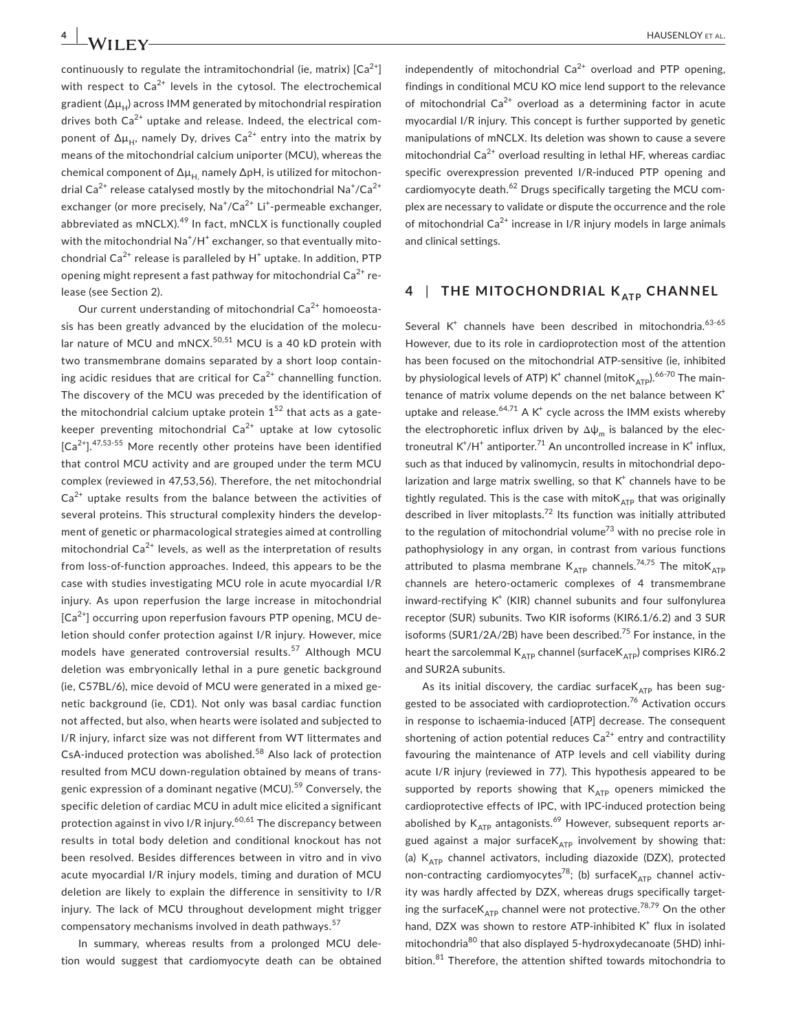continuously to regulate the intramitochondrial (ie, matrix) $[Ca^{2+}]$ with respect to $Ca^{2+}$ levels in the cytosol. The electrochemical gradient ($\Delta\mu_H$) across IMM generated by mitochondrial respiration drives both $Ca^{2+}$ uptake and release. Indeed, the electrical component of $\Delta\mu_H$, namely Dy, drives $Ca^{2+}$ entry into the matrix by means of the mitochondrial calcium uniporter (MCU), whereas the chemical component of $\Delta\mu_{H,}$ namely ΔpH, is utilized for mitochondrial $Ca^{2+}$ release catalysed mostly by the mitochondrial $Na^+/Ca^{2+}$ exchanger (or more precisely, $Na^+/Ca^{2+}$ $Li^+$-permeable exchanger, abbreviated as mNCLX).[49] In fact, mNCLX is functionally coupled with the mitochondrial $Na^+/H^+$ exchanger, so that eventually mitochondrial $Ca^{2+}$ release is paralleled by $H^+$ uptake. In addition, PTP opening might represent a fast pathway for mitochondrial $Ca^{2+}$ release (see Section 2).

Our current understanding of mitochondrial $Ca^{2+}$ homoeostasis has been greatly advanced by the elucidation of the molecular nature of MCU and mNCX.[50,51] MCU is a 40 kD protein with two transmembrane domains separated by a short loop containing acidic residues that are critical for $Ca^{2+}$ channelling function. The discovery of the MCU was preceded by the identification of the mitochondrial calcium uptake protein 1[52] that acts as a gatekeeper preventing mitochondrial $Ca^{2+}$ uptake at low cytosolic $[Ca^{2+}]$.[47,53-55] More recently other proteins have been identified that control MCU activity and are grouped under the term MCU complex (reviewed in 47,53,56). Therefore, the net mitochondrial $Ca^{2+}$ uptake results from the balance between the activities of several proteins. This structural complexity hinders the development of genetic or pharmacological strategies aimed at controlling mitochondrial $Ca^{2+}$ levels, as well as the interpretation of results from loss-of-function approaches. Indeed, this appears to be the case with studies investigating MCU role in acute myocardial I/R injury. As upon reperfusion the large increase in mitochondrial $[Ca^{2+}]$ occurring upon reperfusion favours PTP opening, MCU deletion should confer protection against I/R injury. However, mice models have generated controversial results.[57] Although MCU deletion was embryonically lethal in a pure genetic background (ie, C57BL/6), mice devoid of MCU were generated in a mixed genetic background (ie, CD1). Not only was basal cardiac function not affected, but also, when hearts were isolated and subjected to I/R injury, infarct size was not different from WT littermates and CsA-induced protection was abolished.[58] Also lack of protection resulted from MCU down-regulation obtained by means of transgenic expression of a dominant negative (MCU).[59] Conversely, the specific deletion of cardiac MCU in adult mice elicited a significant protection against in vivo I/R injury.[60,61] The discrepancy between results in total body deletion and conditional knockout has not been resolved. Besides differences between in vitro and in vivo acute myocardial I/R injury models, timing and duration of MCU deletion are likely to explain the difference in sensitivity to I/R injury. The lack of MCU throughout development might trigger compensatory mechanisms involved in death pathways.[57]

In summary, whereas results from a prolonged MCU deletion would suggest that cardiomyocyte death can be obtained independently of mitochondrial $Ca^{2+}$ overload and PTP opening, findings in conditional MCU KO mice lend support to the relevance of mitochondrial $Ca^{2+}$ overload as a determining factor in acute myocardial I/R injury. This concept is further supported by genetic manipulations of mNCLX. Its deletion was shown to cause a severe mitochondrial $Ca^{2+}$ overload resulting in lethal HF, whereas cardiac specific overexpression prevented I/R-induced PTP opening and cardiomyocyte death.[62] Drugs specifically targeting the MCU complex are necessary to validate or dispute the occurrence and the role of mitochondrial $Ca^{2+}$ increase in I/R injury models in large animals and clinical settings.

## 4 | THE MITOCHONDRIAL $K_{ATP}$ CHANNEL

Several $K^+$ channels have been described in mitochondria.[63-65] However, due to its role in cardioprotection most of the attention has been focused on the mitochondrial ATP-sensitive (ie, inhibited by physiological levels of ATP) $K^+$ channel (mito$K_{ATP}$).[66-70] The maintenance of matrix volume depends on the net balance between $K^+$ uptake and release.[64,71] A $K^+$ cycle across the IMM exists whereby the electrophoretic influx driven by $\Delta\psi_m$ is balanced by the electroneutral $K^+/H^+$ antiporter.[71] An uncontrolled increase in $K^+$ influx, such as that induced by valinomycin, results in mitochondrial depolarization and large matrix swelling, so that $K^+$ channels have to be tightly regulated. This is the case with mito$K_{ATP}$ that was originally described in liver mitoplasts.[72] Its function was initially attributed to the regulation of mitochondrial volume[73] with no precise role in pathophysiology in any organ, in contrast from various functions attributed to plasma membrane $K_{ATP}$ channels.[74,75] The mito$K_{ATP}$ channels are hetero-octameric complexes of 4 transmembrane inward-rectifying $K^+$ (KIR) channel subunits and four sulfonylurea receptor (SUR) subunits. Two KIR isoforms (KIR6.1/6.2) and 3 SUR isoforms (SUR1/2A/2B) have been described.[75] For instance, in the heart the sarcolemmal $K_{ATP}$ channel (surface$K_{ATP}$) comprises KIR6.2 and SUR2A subunits.

As its initial discovery, the cardiac surface$K_{ATP}$ has been suggested to be associated with cardioprotection.[76] Activation occurs in response to ischaemia-induced [ATP] decrease. The consequent shortening of action potential reduces $Ca^{2+}$ entry and contractility favouring the maintenance of ATP levels and cell viability during acute I/R injury (reviewed in 77). This hypothesis appeared to be supported by reports showing that $K_{ATP}$ openers mimicked the cardioprotective effects of IPC, with IPC-induced protection being abolished by $K_{ATP}$ antagonists.[69] However, subsequent reports argued against a major surface$K_{ATP}$ involvement by showing that: (a) $K_{ATP}$ channel activators, including diazoxide (DZX), protected non-contracting cardiomyocytes[78]; (b) surface$K_{ATP}$ channel activity was hardly affected by DZX, whereas drugs specifically targeting the surface$K_{ATP}$ channel were not protective.[78,79] On the other hand, DZX was shown to restore ATP-inhibited $K^+$ flux in isolated mitochondria[80] that also displayed 5-hydroxydecanoate (5HD) inhibition.[81] Therefore, the attention shifted towards mitochondria to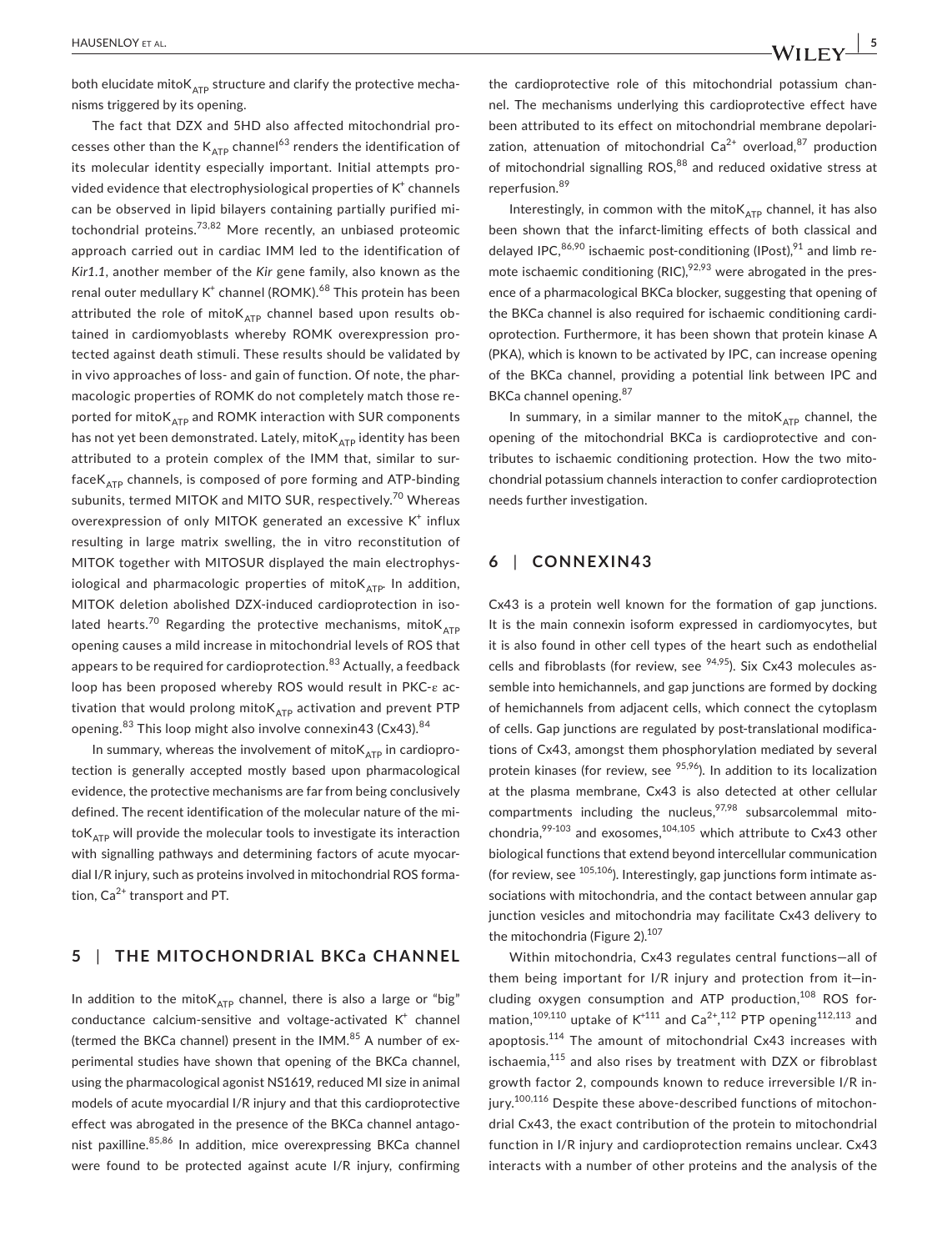both elucidate mito$K_{ATP}$ structure and clarify the protective mechanisms triggered by its opening.

The fact that DZX and 5HD also affected mitochondrial processes other than the $K_{ATP}$ channel[63] renders the identification of its molecular identity especially important. Initial attempts provided evidence that electrophysiological properties of $K^+$ channels can be observed in lipid bilayers containing partially purified mitochondrial proteins.[73,82] More recently, an unbiased proteomic approach carried out in cardiac IMM led to the identification of *Kir1.1*, another member of the *Kir* gene family, also known as the renal outer medullary $K^+$ channel (ROMK).[68] This protein has been attributed the role of mito$K_{ATP}$ channel based upon results obtained in cardiomyoblasts whereby ROMK overexpression protected against death stimuli. These results should be validated by in vivo approaches of loss- and gain of function. Of note, the pharmacologic properties of ROMK do not completely match those reported for mito$K_{ATP}$ and ROMK interaction with SUR components has not yet been demonstrated. Lately, mito$K_{ATP}$ identity has been attributed to a protein complex of the IMM that, similar to surface$K_{ATP}$ channels, is composed of pore forming and ATP-binding subunits, termed MITOK and MITO SUR, respectively.[70] Whereas overexpression of only MITOK generated an excessive $K^+$ influx resulting in large matrix swelling, the in vitro reconstitution of MITOK together with MITOSUR displayed the main electrophysiological and pharmacologic properties of mito$K_{ATP}$. In addition, MITOK deletion abolished DZX-induced cardioprotection in isolated hearts.[70] Regarding the protective mechanisms, mito$K_{ATP}$ opening causes a mild increase in mitochondrial levels of ROS that appears to be required for cardioprotection.[83] Actually, a feedback loop has been proposed whereby ROS would result in PKC-ε activation that would prolong mito$K_{ATP}$ activation and prevent PTP opening.[83] This loop might also involve connexin43 (Cx43).[84]

In summary, whereas the involvement of mito$K_{ATP}$ in cardioprotection is generally accepted mostly based upon pharmacological evidence, the protective mechanisms are far from being conclusively defined. The recent identification of the molecular nature of the mito$K_{ATP}$ will provide the molecular tools to investigate its interaction with signalling pathways and determining factors of acute myocardial I/R injury, such as proteins involved in mitochondrial ROS formation, $Ca^{2+}$ transport and PT.

## 5 | THE MITOCHONDRIAL BKCa CHANNEL

In addition to the mito$K_{ATP}$ channel, there is also a large or "big" conductance calcium-sensitive and voltage-activated $K^+$ channel (termed the BKCa channel) present in the IMM.[85] A number of experimental studies have shown that opening of the BKCa channel, using the pharmacological agonist NS1619, reduced MI size in animal models of acute myocardial I/R injury and that this cardioprotective effect was abrogated in the presence of the BKCa channel antagonist paxilline.[85,86] In addition, mice overexpressing BKCa channel were found to be protected against acute I/R injury, confirming the cardioprotective role of this mitochondrial potassium channel. The mechanisms underlying this cardioprotective effect have been attributed to its effect on mitochondrial membrane depolarization, attenuation of mitochondrial $Ca^{2+}$ overload,[87] production of mitochondrial signalling ROS,[88] and reduced oxidative stress at reperfusion.[89]

Interestingly, in common with the mito$K_{ATP}$ channel, it has also been shown that the infarct-limiting effects of both classical and delayed IPC,[86,90] ischaemic post-conditioning (IPost),[91] and limb remote ischaemic conditioning (RIC),[92,93] were abrogated in the presence of a pharmacological BKCa blocker, suggesting that opening of the BKCa channel is also required for ischaemic conditioning cardioprotection. Furthermore, it has been shown that protein kinase A (PKA), which is known to be activated by IPC, can increase opening of the BKCa channel, providing a potential link between IPC and BKCa channel opening.[87]

In summary, in a similar manner to the mito$K_{ATP}$ channel, the opening of the mitochondrial BKCa is cardioprotective and contributes to ischaemic conditioning protection. How the two mitochondrial potassium channels interaction to confer cardioprotection needs further investigation.

## 6 | CONNEXIN43

Cx43 is a protein well known for the formation of gap junctions. It is the main connexin isoform expressed in cardiomyocytes, but it is also found in other cell types of the heart such as endothelial cells and fibroblasts (for review, see [94,95]). Six Cx43 molecules assemble into hemichannels, and gap junctions are formed by docking of hemichannels from adjacent cells, which connect the cytoplasm of cells. Gap junctions are regulated by post-translational modifications of Cx43, amongst them phosphorylation mediated by several protein kinases (for review, see [95,96]). In addition to its localization at the plasma membrane, Cx43 is also detected at other cellular compartments including the nucleus,[97,98] subsarcolemmal mitochondria,[99-103] and exosomes,[104,105] which attribute to Cx43 other biological functions that extend beyond intercellular communication (for review, see [105,106]). Interestingly, gap junctions form intimate associations with mitochondria, and the contact between annular gap junction vesicles and mitochondria may facilitate Cx43 delivery to the mitochondria (Figure 2).[107]

Within mitochondria, Cx43 regulates central functions—all of them being important for I/R injury and protection from it—including oxygen consumption and ATP production,[108] ROS formation,[109,110] uptake of $K^+$[111] and $Ca^{2+}$,[112] PTP opening[112,113] and apoptosis.[114] The amount of mitochondrial Cx43 increases with ischaemia,[115] and also rises by treatment with DZX or fibroblast growth factor 2, compounds known to reduce irreversible I/R injury.[100,116] Despite these above-described functions of mitochondrial Cx43, the exact contribution of the protein to mitochondrial function in I/R injury and cardioprotection remains unclear. Cx43 interacts with a number of other proteins and the analysis of the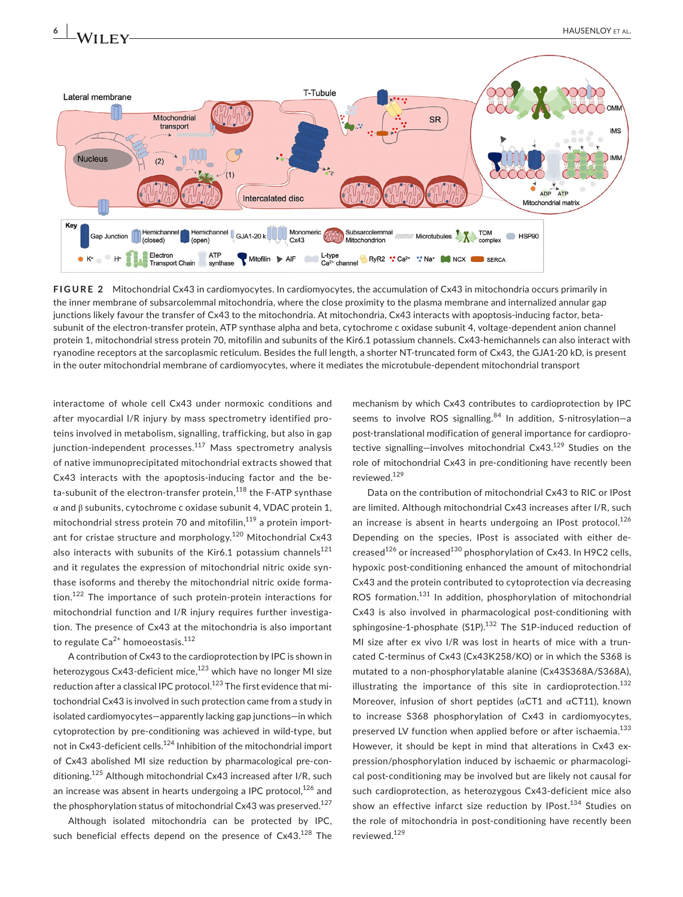**FIGURE 2** Mitochondrial Cx43 in cardiomyocytes. In cardiomyocytes, the accumulation of Cx43 in mitochondria occurs primarily in the inner membrane of subsarcolemmal mitochondria, where the close proximity to the plasma membrane and internalized annular gap junctions likely favour the transfer of Cx43 to the mitochondria. At mitochondria, Cx43 interacts with apoptosis-inducing factor, beta-subunit of the electron-transfer protein, ATP synthase alpha and beta, cytochrome c oxidase subunit 4, voltage-dependent anion channel protein 1, mitochondrial stress protein 70, mitofilin and subunits of the Kir6.1 potassium channels. Cx43-hemichannels can also interact with ryanodine receptors at the sarcoplasmic reticulum. Besides the full length, a shorter NT-truncated form of Cx43, the GJA1-20 kD, is present in the outer mitochondrial membrane of cardiomyocytes, where it mediates the microtubule-dependent mitochondrial transport

interactome of whole cell Cx43 under normoxic conditions and after myocardial I/R injury by mass spectrometry identified proteins involved in metabolism, signalling, trafficking, but also in gap junction-independent processes.[117] Mass spectrometry analysis of native immunoprecipitated mitochondrial extracts showed that Cx43 interacts with the apoptosis-inducing factor and the beta-subunit of the electron-transfer protein,[118] the F-ATP synthase α and β subunits, cytochrome c oxidase subunit 4, VDAC protein 1, mitochondrial stress protein 70 and mitofilin,[119] a protein important for cristae structure and morphology.[120] Mitochondrial Cx43 also interacts with subunits of the Kir6.1 potassium channels[121] and it regulates the expression of mitochondrial nitric oxide synthase isoforms and thereby the mitochondrial nitric oxide formation.[122] The importance of such protein-protein interactions for mitochondrial function and I/R injury requires further investigation. The presence of Cx43 at the mitochondria is also important to regulate $Ca^{2+}$ homoeostasis.[112]

A contribution of Cx43 to the cardioprotection by IPC is shown in heterozygous Cx43-deficient mice,[123] which have no longer MI size reduction after a classical IPC protocol.[123] The first evidence that mitochondrial Cx43 is involved in such protection came from a study in isolated cardiomyocytes—apparently lacking gap junctions—in which cytoprotection by pre-conditioning was achieved in wild-type, but not in Cx43-deficient cells.[124] Inhibition of the mitochondrial import of Cx43 abolished MI size reduction by pharmacological pre-conditioning.[125] Although mitochondrial Cx43 increased after I/R, such an increase was absent in hearts undergoing a IPC protocol,[126] and the phosphorylation status of mitochondrial Cx43 was preserved.[127]

Although isolated mitochondria can be protected by IPC, such beneficial effects depend on the presence of Cx43.[128] The mechanism by which Cx43 contributes to cardioprotection by IPC seems to involve ROS signalling.[84] In addition, S-nitrosylation—a post-translational modification of general importance for cardioprotective signalling—involves mitochondrial Cx43.[129] Studies on the role of mitochondrial Cx43 in pre-conditioning have recently been reviewed.[129]

Data on the contribution of mitochondrial Cx43 to RIC or IPost are limited. Although mitochondrial Cx43 increases after I/R, such an increase is absent in hearts undergoing an IPost protocol.[126] Depending on the species, IPost is associated with either decreased[126] or increased[130] phosphorylation of Cx43. In H9C2 cells, hypoxic post-conditioning enhanced the amount of mitochondrial Cx43 and the protein contributed to cytoprotection via decreasing ROS formation.[131] In addition, phosphorylation of mitochondrial Cx43 is also involved in pharmacological post-conditioning with sphingosine-1-phosphate (S1P).[132] The S1P-induced reduction of MI size after ex vivo I/R was lost in hearts of mice with a truncated C-terminus of Cx43 (Cx43K258/KO) or in which the S368 is mutated to a non-phosphorylatable alanine (Cx43S368A/S368A), illustrating the importance of this site in cardioprotection.[132] Moreover, infusion of short peptides (αCT1 and αCT11), known to increase S368 phosphorylation of Cx43 in cardiomyocytes, preserved LV function when applied before or after ischaemia.[133] However, it should be kept in mind that alterations in Cx43 expression/phosphorylation induced by ischaemic or pharmacological post-conditioning may be involved but are likely not causal for such cardioprotection, as heterozygous Cx43-deficient mice also show an effective infarct size reduction by IPost.[134] Studies on the role of mitochondria in post-conditioning have recently been reviewed.[129]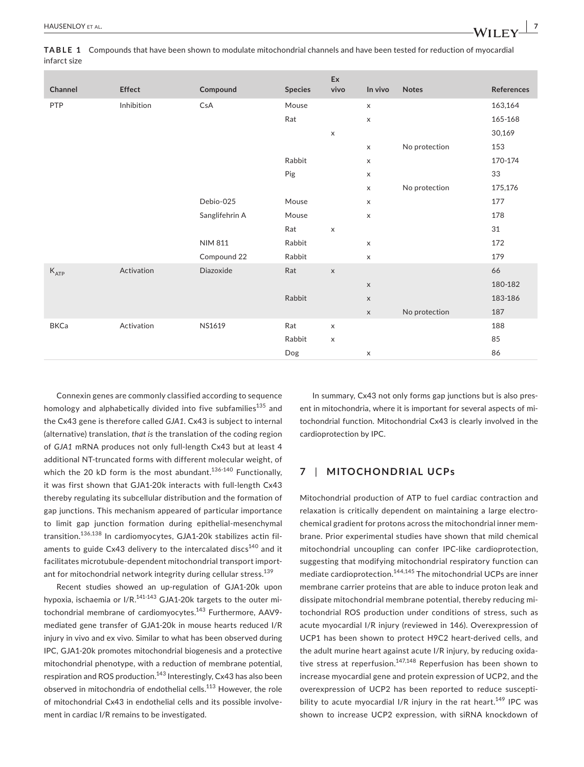**TABLE 1** Compounds that have been shown to modulate mitochondrial channels and have been tested for reduction of myocardial infarct size

| Channel | Effect | Compound | Species | Ex vivo | In vivo | Notes | References |
|---|---|---|---|---|---|---|---|
| PTP | Inhibition | CsA | Mouse | | x | | 163,164 |
| | | | Rat | | x | | 165-168 |
| | | | | x | | | 30,169 |
| | | | | | x | No protection | 153 |
| | | | Rabbit | | x | | 170-174 |
| | | | Pig | | x | | 33 |
| | | | | | x | No protection | 175,176 |
| | | Debio-025 | Mouse | | x | | 177 |
| | | Sanglifehrin A | Mouse | | x | | 178 |
| | | | Rat | x | | | 31 |
| | | NIM 811 | Rabbit | | x | | 172 |
| | | Compound 22 | Rabbit | | x | | 179 |
| $K_{ATP}$ | Activation | Diazoxide | Rat | x | | | 66 |
| | | | | | x | | 180-182 |
| | | | Rabbit | | x | | 183-186 |
| | | | | | x | No protection | 187 |
| BKCa | Activation | NS1619 | Rat | x | | | 188 |
| | | | Rabbit | x | | | 85 |
| | | | Dog | | x | | 86 |

Connexin genes are commonly classified according to sequence homology and alphabetically divided into five subfamilies[135] and the Cx43 gene is therefore called *GJA1*. Cx43 is subject to internal (alternative) translation, *that is* the translation of the coding region of *GJA1* mRNA produces not only full-length Cx43 but at least 4 additional NT-truncated forms with different molecular weight, of which the 20 kD form is the most abundant.[136-140] Functionally, it was first shown that GJA1-20k interacts with full-length Cx43 thereby regulating its subcellular distribution and the formation of gap junctions. This mechanism appeared of particular importance to limit gap junction formation during epithelial-mesenchymal transition.[136,138] In cardiomyocytes, GJA1-20k stabilizes actin filaments to guide Cx43 delivery to the intercalated discs[140] and it facilitates microtubule-dependent mitochondrial transport important for mitochondrial network integrity during cellular stress.[139]

Recent studies showed an up-regulation of GJA1-20k upon hypoxia, ischaemia or I/R.[141-143] GJA1-20k targets to the outer mitochondrial membrane of cardiomyocytes.[143] Furthermore, AAV9-mediated gene transfer of GJA1-20k in mouse hearts reduced I/R injury in vivo and ex vivo. Similar to what has been observed during IPC, GJA1-20k promotes mitochondrial biogenesis and a protective mitochondrial phenotype, with a reduction of membrane potential, respiration and ROS production.[143] Interestingly, Cx43 has also been observed in mitochondria of endothelial cells.[113] However, the role of mitochondrial Cx43 in endothelial cells and its possible involvement in cardiac I/R remains to be investigated.

In summary, Cx43 not only forms gap junctions but is also present in mitochondria, where it is important for several aspects of mitochondrial function. Mitochondrial Cx43 is clearly involved in the cardioprotection by IPC.

## 7 | MITOCHONDRIAL UCPs

Mitochondrial production of ATP to fuel cardiac contraction and relaxation is critically dependent on maintaining a large electrochemical gradient for protons across the mitochondrial inner membrane. Prior experimental studies have shown that mild chemical mitochondrial uncoupling can confer IPC-like cardioprotection, suggesting that modifying mitochondrial respiratory function can mediate cardioprotection.[144,145] The mitochondrial UCPs are inner membrane carrier proteins that are able to induce proton leak and dissipate mitochondrial membrane potential, thereby reducing mitochondrial ROS production under conditions of stress, such as acute myocardial I/R injury (reviewed in 146). Overexpression of UCP1 has been shown to protect H9C2 heart-derived cells, and the adult murine heart against acute I/R injury, by reducing oxidative stress at reperfusion.[147,148] Reperfusion has been shown to increase myocardial gene and protein expression of UCP2, and the overexpression of UCP2 has been reported to reduce susceptibility to acute myocardial I/R injury in the rat heart.[149] IPC was shown to increase UCP2 expression, with siRNA knockdown of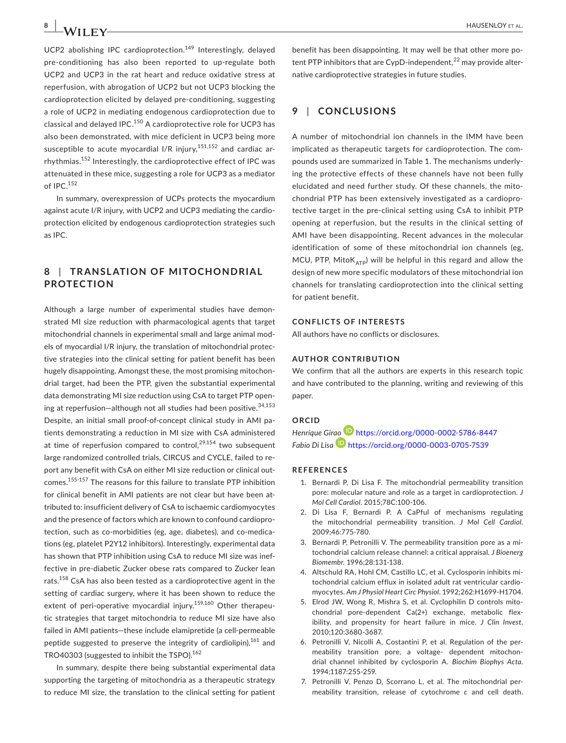UCP2 abolishing IPC cardioprotection.[149] Interestingly, delayed pre-conditioning has also been reported to up-regulate both UCP2 and UCP3 in the rat heart and reduce oxidative stress at reperfusion, with abrogation of UCP2 but not UCP3 blocking the cardioprotection elicited by delayed pre-conditioning, suggesting a role of UCP2 in mediating endogenous cardioprotection due to classical and delayed IPC.[150] A cardioprotective role for UCP3 has also been demonstrated, with mice deficient in UCP3 being more susceptible to acute myocardial I/R injury,[151,152] and cardiac arrhythmias.[152] Interestingly, the cardioprotective effect of IPC was attenuated in these mice, suggesting a role for UCP3 as a mediator of IPC.[152]

In summary, overexpression of UCPs protects the myocardium against acute I/R injury, with UCP2 and UCP3 mediating the cardioprotection elicited by endogenous cardioprotection strategies such as IPC.

## 8 | TRANSLATION OF MITOCHONDRIAL PROTECTION

Although a large number of experimental studies have demonstrated MI size reduction with pharmacological agents that target mitochondrial channels in experimental small and large animal models of myocardial I/R injury, the translation of mitochondrial protective strategies into the clinical setting for patient benefit has been hugely disappointing. Amongst these, the most promising mitochondrial target, had been the PTP, given the substantial experimental data demonstrating MI size reduction using CsA to target PTP opening at reperfusion—although not all studies had been positive.[34,153] Despite, an initial small proof-of-concept clinical study in AMI patients demonstrating a reduction in MI size with CsA administered at time of reperfusion compared to control,[29,154] two subsequent large randomized controlled trials, CIRCUS and CYCLE, failed to report any benefit with CsA on either MI size reduction or clinical outcomes.[155-157] The reasons for this failure to translate PTP inhibition for clinical benefit in AMI patients are not clear but have been attributed to: insufficient delivery of CsA to ischaemic cardiomyocytes and the presence of factors which are known to confound cardioprotection, such as co-morbidities (eg, age, diabetes), and co-medications (eg, platelet P2Y12 inhibitors). Interestingly, experimental data has shown that PTP inhibition using CsA to reduce MI size was ineffective in pre-diabetic Zucker obese rats compared to Zucker lean rats.[158] CsA has also been tested as a cardioprotective agent in the setting of cardiac surgery, where it has been shown to reduce the extent of peri-operative myocardial injury.[159,160] Other therapeutic strategies that target mitochondria to reduce MI size have also failed in AMI patients—these include elamipretide (a cell-permeable peptide suggested to preserve the integrity of cardiolipin),[161] and TRO40303 (suggested to inhibit the TSPO).[162]

In summary, despite there being substantial experimental data supporting the targeting of mitochondria as a therapeutic strategy to reduce MI size, the translation to the clinical setting for patient benefit has been disappointing. It may well be that other more potent PTP inhibitors that are CypD-independent,[22] may provide alternative cardioprotective strategies in future studies.

## 9 | CONCLUSIONS

A number of mitochondrial ion channels in the IMM have been implicated as therapeutic targets for cardioprotection. The compounds used are summarized in Table 1. The mechanisms underlying the protective effects of these channels have not been fully elucidated and need further study. Of these channels, the mitochondrial PTP has been extensively investigated as a cardioprotective target in the pre-clinical setting using CsA to inhibit PTP opening at reperfusion, but the results in the clinical setting of AMI have been disappointing. Recent advances in the molecular identification of some of these mitochondrial ion channels (eg, MCU, PTP, Mito$K_{ATP}$) will be helpful in this regard and allow the design of new more specific modulators of these mitochondrial ion channels for translating cardioprotection into the clinical setting for patient benefit.

### CONFLICTS OF INTERESTS

All authors have no conflicts or disclosures.

### AUTHOR CONTRIBUTION

We confirm that all the authors are experts in this research topic and have contributed to the planning, writing and reviewing of this paper.

### ORCID

*Henrique Girao* https://orcid.org/0000-0002-5786-8447
*Fabio Di Lisa* https://orcid.org/0000-0003-0705-7539

### REFERENCES

1. Bernardi P, Di Lisa F. The mitochondrial permeability transition pore: molecular nature and role as a target in cardioprotection. *J Mol Cell Cardiol*. 2015;78C:100-106.
2. Di Lisa F, Bernardi P. A CaPful of mechanisms regulating the mitochondrial permeability transition. *J Mol Cell Cardiol*. 2009;46:775-780.
3. Bernardi P, Petronilli V. The permeability transition pore as a mitochondrial calcium release channel: a critical appraisal. *J Bioenerg Biomembr*. 1996;28:131-138.
4. Altschuld RA, Hohl CM, Castillo LC, et al. Cyclosporin inhibits mitochondrial calcium efflux in isolated adult rat ventricular cardiomyocytes. *Am J Physiol Heart Circ Physiol*. 1992;262:H1699-H1704.
5. Elrod JW, Wong R, Mishra S, et al. Cyclophilin D controls mitochondrial pore-dependent Ca(2+) exchange, metabolic flexibility, and propensity for heart failure in mice. *J Clin Invest*. 2010;120:3680-3687.
6. Petronilli V, Nicolli A, Costantini P, et al. Regulation of the permeability transition pore, a voltage- dependent mitochondrial channel inhibited by cyclosporin A. *Biochim Biophys Acta*. 1994;1187:255-259.
7. Petronilli V, Penzo D, Scorrano L, et al. The mitochondrial permeability transition, release of cytochrome *c* and cell death.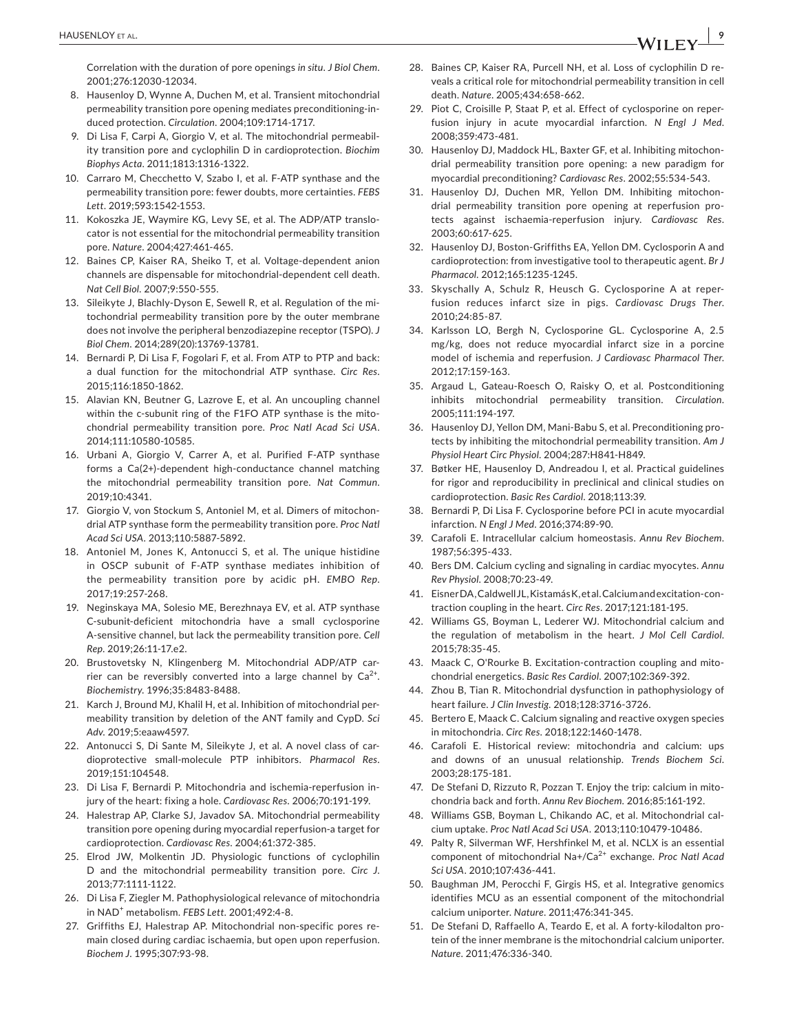Correlation with the duration of pore openings *in situ*. *J Biol Chem*. 2001;276:12030-12034.

8. Hausenloy D, Wynne A, Duchen M, et al. Transient mitochondrial permeability transition pore opening mediates preconditioning-induced protection. *Circulation*. 2004;109:1714-1717.
9. Di Lisa F, Carpi A, Giorgio V, et al. The mitochondrial permeability transition pore and cyclophilin D in cardioprotection. *Biochim Biophys Acta*. 2011;1813:1316-1322.
10. Carraro M, Checchetto V, Szabo I, et al. F-ATP synthase and the permeability transition pore: fewer doubts, more certainties. *FEBS Lett*. 2019;593:1542-1553.
11. Kokoszka JE, Waymire KG, Levy SE, et al. The ADP/ATP translocator is not essential for the mitochondrial permeability transition pore. *Nature*. 2004;427:461-465.
12. Baines CP, Kaiser RA, Sheiko T, et al. Voltage-dependent anion channels are dispensable for mitochondrial-dependent cell death. *Nat Cell Biol*. 2007;9:550-555.
13. Sileikyte J, Blachly-Dyson E, Sewell R, et al. Regulation of the mitochondrial permeability transition pore by the outer membrane does not involve the peripheral benzodiazepine receptor (TSPO). *J Biol Chem*. 2014;289(20):13769-13781.
14. Bernardi P, Di Lisa F, Fogolari F, et al. From ATP to PTP and back: a dual function for the mitochondrial ATP synthase. *Circ Res*. 2015;116:1850-1862.
15. Alavian KN, Beutner G, Lazrove E, et al. An uncoupling channel within the c-subunit ring of the F1FO ATP synthase is the mitochondrial permeability transition pore. *Proc Natl Acad Sci USA*. 2014;111:10580-10585.
16. Urbani A, Giorgio V, Carrer A, et al. Purified F-ATP synthase forms a Ca(2+)-dependent high-conductance channel matching the mitochondrial permeability transition pore. *Nat Commun*. 2019;10:4341.
17. Giorgio V, von Stockum S, Antoniel M, et al. Dimers of mitochondrial ATP synthase form the permeability transition pore. *Proc Natl Acad Sci USA*. 2013;110:5887-5892.
18. Antoniel M, Jones K, Antonucci S, et al. The unique histidine in OSCP subunit of F-ATP synthase mediates inhibition of the permeability transition pore by acidic pH. *EMBO Rep*. 2017;19:257-268.
19. Neginskaya MA, Solesio ME, Berezhnaya EV, et al. ATP synthase C-subunit-deficient mitochondria have a small cyclosporine A-sensitive channel, but lack the permeability transition pore. *Cell Rep*. 2019;26:11-17.e2.
20. Brustovetsky N, Klingenberg M. Mitochondrial ADP/ATP carrier can be reversibly converted into a large channel by $Ca^{2+}$. *Biochemistry*. 1996;35:8483-8488.
21. Karch J, Bround MJ, Khalil H, et al. Inhibition of mitochondrial permeability transition by deletion of the ANT family and CypD. *Sci Adv*. 2019;5:eaaw4597.
22. Antonucci S, Di Sante M, Sileikyte J, et al. A novel class of cardioprotective small-molecule PTP inhibitors. *Pharmacol Res*. 2019;151:104548.
23. Di Lisa F, Bernardi P. Mitochondria and ischemia-reperfusion injury of the heart: fixing a hole. *Cardiovasc Res*. 2006;70:191-199.
24. Halestrap AP, Clarke SJ, Javadov SA. Mitochondrial permeability transition pore opening during myocardial reperfusion-a target for cardioprotection. *Cardiovasc Res*. 2004;61:372-385.
25. Elrod JW, Molkentin JD. Physiologic functions of cyclophilin D and the mitochondrial permeability transition pore. *Circ J*. 2013;77:1111-1122.
26. Di Lisa F, Ziegler M. Pathophysiological relevance of mitochondria in $NAD^+$ metabolism. *FEBS Lett*. 2001;492:4-8.
27. Griffiths EJ, Halestrap AP. Mitochondrial non-specific pores remain closed during cardiac ischaemia, but open upon reperfusion. *Biochem J*. 1995;307:93-98.
28. Baines CP, Kaiser RA, Purcell NH, et al. Loss of cyclophilin D reveals a critical role for mitochondrial permeability transition in cell death. *Nature*. 2005;434:658-662.
29. Piot C, Croisille P, Staat P, et al. Effect of cyclosporine on reperfusion injury in acute myocardial infarction. *N Engl J Med*. 2008;359:473-481.
30. Hausenloy DJ, Maddock HL, Baxter GF, et al. Inhibiting mitochondrial permeability transition pore opening: a new paradigm for myocardial preconditioning? *Cardiovasc Res*. 2002;55:534-543.
31. Hausenloy DJ, Duchen MR, Yellon DM. Inhibiting mitochondrial permeability transition pore opening at reperfusion protects against ischaemia-reperfusion injury. *Cardiovasc Res*. 2003;60:617-625.
32. Hausenloy DJ, Boston-Griffiths EA, Yellon DM. Cyclosporin A and cardioprotection: from investigative tool to therapeutic agent. *Br J Pharmacol*. 2012;165:1235-1245.
33. Skyschally A, Schulz R, Heusch G. Cyclosporine A at reperfusion reduces infarct size in pigs. *Cardiovasc Drugs Ther*. 2010;24:85-87.
34. Karlsson LO, Bergh N, Cyclosporine GL. Cyclosporine A, 2.5 mg/kg, does not reduce myocardial infarct size in a porcine model of ischemia and reperfusion. *J Cardiovasc Pharmacol Ther*. 2012;17:159-163.
35. Argaud L, Gateau-Roesch O, Raisky O, et al. Postconditioning inhibits mitochondrial permeability transition. *Circulation*. 2005;111:194-197.
36. Hausenloy DJ, Yellon DM, Mani-Babu S, et al. Preconditioning protects by inhibiting the mitochondrial permeability transition. *Am J Physiol Heart Circ Physiol*. 2004;287:H841-H849.
37. Bøtker HE, Hausenloy D, Andreadou I, et al. Practical guidelines for rigor and reproducibility in preclinical and clinical studies on cardioprotection. *Basic Res Cardiol*. 2018;113:39.
38. Bernardi P, Di Lisa F. Cyclosporine before PCI in acute myocardial infarction. *N Engl J Med*. 2016;374:89-90.
39. Carafoli E. Intracellular calcium homeostasis. *Annu Rev Biochem*. 1987;56:395-433.
40. Bers DM. Calcium cycling and signaling in cardiac myocytes. *Annu Rev Physiol*. 2008;70:23-49.
41. Eisner DA, Caldwell JL, Kistamás K, et al. Calcium and excitation-contraction coupling in the heart. *Circ Res*. 2017;121:181-195.
42. Williams GS, Boyman L, Lederer WJ. Mitochondrial calcium and the regulation of metabolism in the heart. *J Mol Cell Cardiol*. 2015;78:35-45.
43. Maack C, O'Rourke B. Excitation-contraction coupling and mitochondrial energetics. *Basic Res Cardiol*. 2007;102:369-392.
44. Zhou B, Tian R. Mitochondrial dysfunction in pathophysiology of heart failure. *J Clin Investig*. 2018;128:3716-3726.
45. Bertero E, Maack C. Calcium signaling and reactive oxygen species in mitochondria. *Circ Res*. 2018;122:1460-1478.
46. Carafoli E. Historical review: mitochondria and calcium: ups and downs of an unusual relationship. *Trends Biochem Sci*. 2003;28:175-181.
47. De Stefani D, Rizzuto R, Pozzan T. Enjoy the trip: calcium in mitochondria back and forth. *Annu Rev Biochem*. 2016;85:161-192.
48. Williams GSB, Boyman L, Chikando AC, et al. Mitochondrial calcium uptake. *Proc Natl Acad Sci USA*. 2013;110:10479-10486.
49. Palty R, Silverman WF, Hershfinkel M, et al. NCLX is an essential component of mitochondrial $Na^+/Ca^{2+}$ exchange. *Proc Natl Acad Sci USA*. 2010;107:436-441.
50. Baughman JM, Perocchi F, Girgis HS, et al. Integrative genomics identifies MCU as an essential component of the mitochondrial calcium uniporter. *Nature*. 2011;476:341-345.
51. De Stefani D, Raffaello A, Teardo E, et al. A forty-kilodalton protein of the inner membrane is the mitochondrial calcium uniporter. *Nature*. 2011;476:336-340.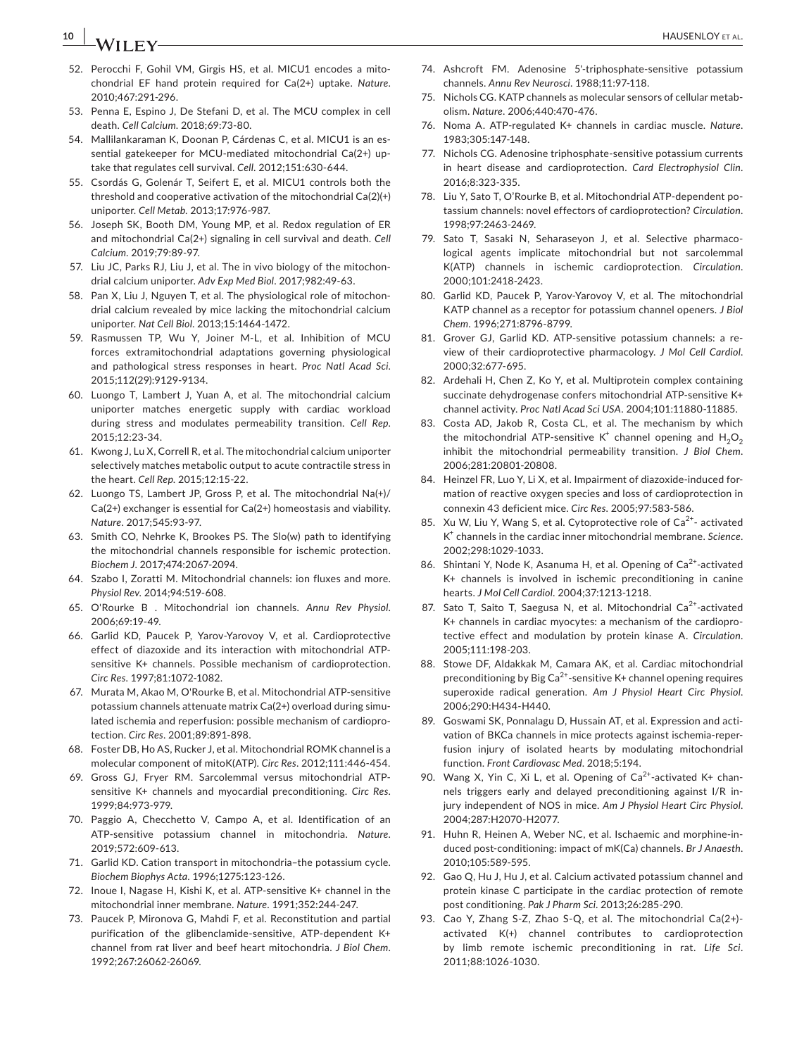52. Perocchi F, Gohil VM, Girgis HS, et al. MICU1 encodes a mitochondrial EF hand protein required for Ca(2+) uptake. *Nature*. 2010;467:291-296.
53. Penna E, Espino J, De Stefani D, et al. The MCU complex in cell death. *Cell Calcium*. 2018;69:73-80.
54. Mallilankaraman K, Doonan P, Cárdenas C, et al. MICU1 is an essential gatekeeper for MCU-mediated mitochondrial Ca(2+) uptake that regulates cell survival. *Cell*. 2012;151:630-644.
55. Csordás G, Golenár T, Seifert E, et al. MICU1 controls both the threshold and cooperative activation of the mitochondrial Ca(2)(+) uniporter. *Cell Metab*. 2013;17:976-987.
56. Joseph SK, Booth DM, Young MP, et al. Redox regulation of ER and mitochondrial Ca(2+) signaling in cell survival and death. *Cell Calcium*. 2019;79:89-97.
57. Liu JC, Parks RJ, Liu J, et al. The in vivo biology of the mitochondrial calcium uniporter. *Adv Exp Med Biol*. 2017;982:49-63.
58. Pan X, Liu J, Nguyen T, et al. The physiological role of mitochondrial calcium revealed by mice lacking the mitochondrial calcium uniporter. *Nat Cell Biol*. 2013;15:1464-1472.
59. Rasmussen TP, Wu Y, Joiner M-L, et al. Inhibition of MCU forces extramitochondrial adaptations governing physiological and pathological stress responses in heart. *Proc Natl Acad Sci*. 2015;112(29):9129-9134.
60. Luongo T, Lambert J, Yuan A, et al. The mitochondrial calcium uniporter matches energetic supply with cardiac workload during stress and modulates permeability transition. *Cell Rep*. 2015;12:23-34.
61. Kwong J, Lu X, Correll R, et al. The mitochondrial calcium uniporter selectively matches metabolic output to acute contractile stress in the heart. *Cell Rep*. 2015;12:15-22.
62. Luongo TS, Lambert JP, Gross P, et al. The mitochondrial Na(+)/Ca(2+) exchanger is essential for Ca(2+) homeostasis and viability. *Nature*. 2017;545:93-97.
63. Smith CO, Nehrke K, Brookes PS. The Slo(w) path to identifying the mitochondrial channels responsible for ischemic protection. *Biochem J*. 2017;474:2067-2094.
64. Szabo I, Zoratti M. Mitochondrial channels: ion fluxes and more. *Physiol Rev*. 2014;94:519-608.
65. O'Rourke B . Mitochondrial ion channels. *Annu Rev Physiol*. 2006;69:19-49.
66. Garlid KD, Paucek P, Yarov-Yarovoy V, et al. Cardioprotective effect of diazoxide and its interaction with mitochondrial ATP-sensitive K+ channels. Possible mechanism of cardioprotection. *Circ Res*. 1997;81:1072-1082.
67. Murata M, Akao M, O'Rourke B, et al. Mitochondrial ATP-sensitive potassium channels attenuate matrix Ca(2+) overload during simulated ischemia and reperfusion: possible mechanism of cardioprotection. *Circ Res*. 2001;89:891-898.
68. Foster DB, Ho AS, Rucker J, et al. Mitochondrial ROMK channel is a molecular component of mitoK(ATP). *Circ Res*. 2012;111:446-454.
69. Gross GJ, Fryer RM. Sarcolemmal versus mitochondrial ATP-sensitive K+ channels and myocardial preconditioning. *Circ Res*. 1999;84:973-979.
70. Paggio A, Checchetto V, Campo A, et al. Identification of an ATP-sensitive potassium channel in mitochondria. *Nature*. 2019;572:609-613.
71. Garlid KD. Cation transport in mitochondria–the potassium cycle. *Biochem Biophys Acta*. 1996;1275:123-126.
72. Inoue I, Nagase H, Kishi K, et al. ATP-sensitive K+ channel in the mitochondrial inner membrane. *Nature*. 1991;352:244-247.
73. Paucek P, Mironova G, Mahdi F, et al. Reconstitution and partial purification of the glibenclamide-sensitive, ATP-dependent K+ channel from rat liver and beef heart mitochondria. *J Biol Chem*. 1992;267:26062-26069.
74. Ashcroft FM. Adenosine 5'-triphosphate-sensitive potassium channels. *Annu Rev Neurosci*. 1988;11:97-118.
75. Nichols CG. KATP channels as molecular sensors of cellular metabolism. *Nature*. 2006;440:470-476.
76. Noma A. ATP-regulated K+ channels in cardiac muscle. *Nature*. 1983;305:147-148.
77. Nichols CG. Adenosine triphosphate-sensitive potassium currents in heart disease and cardioprotection. *Card Electrophysiol Clin*. 2016;8:323-335.
78. Liu Y, Sato T, O'Rourke B, et al. Mitochondrial ATP-dependent potassium channels: novel effectors of cardioprotection? *Circulation*. 1998;97:2463-2469.
79. Sato T, Sasaki N, Seharaseyon J, et al. Selective pharmacological agents implicate mitochondrial but not sarcolemmal K(ATP) channels in ischemic cardioprotection. *Circulation*. 2000;101:2418-2423.
80. Garlid KD, Paucek P, Yarov-Yarovoy V, et al. The mitochondrial KATP channel as a receptor for potassium channel openers. *J Biol Chem*. 1996;271:8796-8799.
81. Grover GJ, Garlid KD. ATP-sensitive potassium channels: a review of their cardioprotective pharmacology. *J Mol Cell Cardiol*. 2000;32:677-695.
82. Ardehali H, Chen Z, Ko Y, et al. Multiprotein complex containing succinate dehydrogenase confers mitochondrial ATP-sensitive K+ channel activity. *Proc Natl Acad Sci USA*. 2004;101:11880-11885.
83. Costa AD, Jakob R, Costa CL, et al. The mechanism by which the mitochondrial ATP-sensitive $K^+$ channel opening and $H_2O_2$ inhibit the mitochondrial permeability transition. *J Biol Chem*. 2006;281:20801-20808.
84. Heinzel FR, Luo Y, Li X, et al. Impairment of diazoxide-induced formation of reactive oxygen species and loss of cardioprotection in connexin 43 deficient mice. *Circ Res*. 2005;97:583-586.
85. Xu W, Liu Y, Wang S, et al. Cytoprotective role of $Ca^{2+}$- activated $K^+$ channels in the cardiac inner mitochondrial membrane. *Science*. 2002;298:1029-1033.
86. Shintani Y, Node K, Asanuma H, et al. Opening of $Ca^{2+}$-activated K+ channels is involved in ischemic preconditioning in canine hearts. *J Mol Cell Cardiol*. 2004;37:1213-1218.
87. Sato T, Saito T, Saegusa N, et al. Mitochondrial $Ca^{2+}$-activated K+ channels in cardiac myocytes: a mechanism of the cardioprotective effect and modulation by protein kinase A. *Circulation*. 2005;111:198-203.
88. Stowe DF, Aldakkak M, Camara AK, et al. Cardiac mitochondrial preconditioning by Big $Ca^{2+}$-sensitive K+ channel opening requires superoxide radical generation. *Am J Physiol Heart Circ Physiol*. 2006;290:H434-H440.
89. Goswami SK, Ponnalagu D, Hussain AT, et al. Expression and activation of BKCa channels in mice protects against ischemia-reperfusion injury of isolated hearts by modulating mitochondrial function. *Front Cardiovasc Med*. 2018;5:194.
90. Wang X, Yin C, Xi L, et al. Opening of $Ca^{2+}$-activated K+ channels triggers early and delayed preconditioning against I/R injury independent of NOS in mice. *Am J Physiol Heart Circ Physiol*. 2004;287:H2070-H2077.
91. Huhn R, Heinen A, Weber NC, et al. Ischaemic and morphine-induced post-conditioning: impact of mK(Ca) channels. *Br J Anaesth*. 2010;105:589-595.
92. Gao Q, Hu J, Hu J, et al. Calcium activated potassium channel and protein kinase C participate in the cardiac protection of remote post conditioning. *Pak J Pharm Sci*. 2013;26:285-290.
93. Cao Y, Zhang S-Z, Zhao S-Q, et al. The mitochondrial Ca(2+)-activated K(+) channel contributes to cardioprotection by limb remote ischemic preconditioning in rat. *Life Sci*. 2011;88:1026-1030.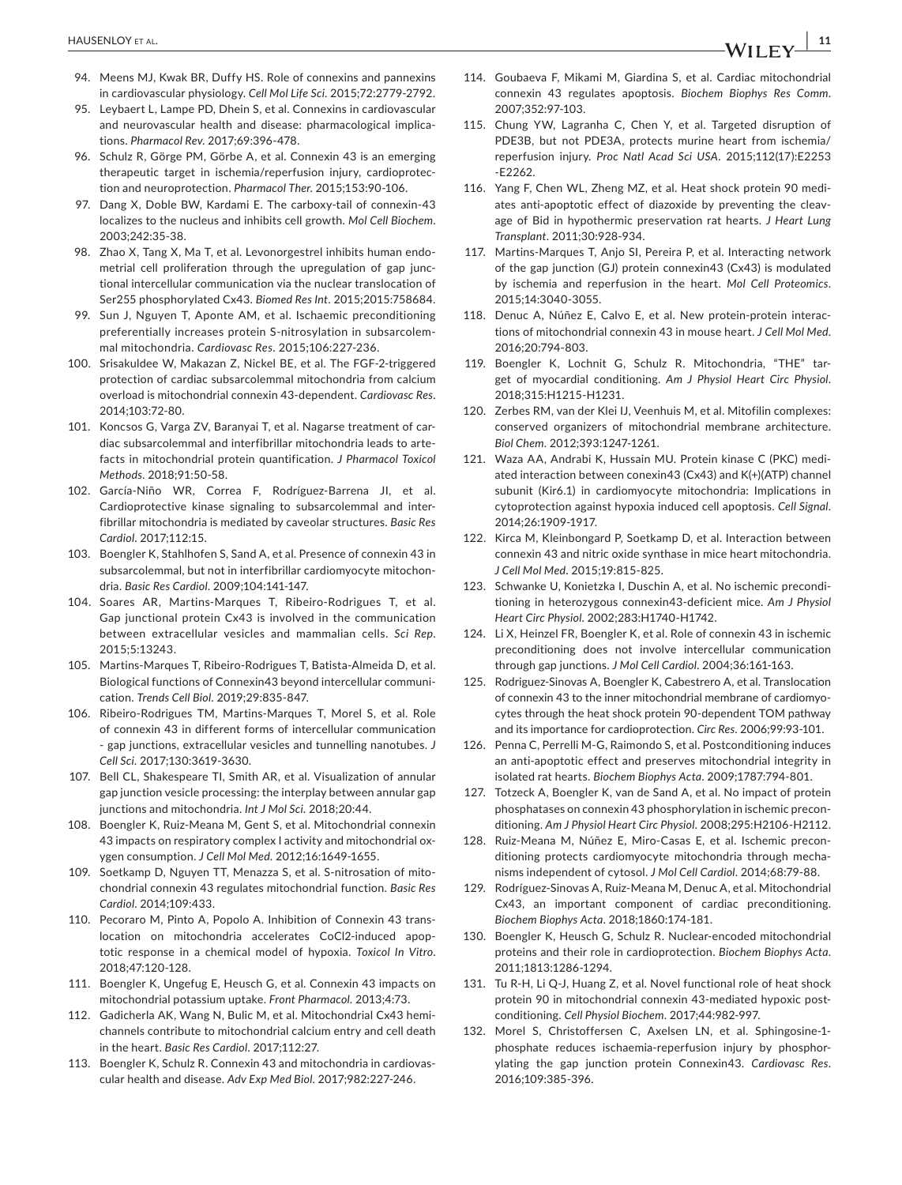94. Meens MJ, Kwak BR, Duffy HS. Role of connexins and pannexins in cardiovascular physiology. *Cell Mol Life Sci*. 2015;72:2779-2792.
95. Leybaert L, Lampe PD, Dhein S, et al. Connexins in cardiovascular and neurovascular health and disease: pharmacological implications. *Pharmacol Rev*. 2017;69:396-478.
96. Schulz R, Görge PM, Görbe A, et al. Connexin 43 is an emerging therapeutic target in ischemia/reperfusion injury, cardioprotection and neuroprotection. *Pharmacol Ther*. 2015;153:90-106.
97. Dang X, Doble BW, Kardami E. The carboxy-tail of connexin-43 localizes to the nucleus and inhibits cell growth. *Mol Cell Biochem*. 2003;242:35-38.
98. Zhao X, Tang X, Ma T, et al. Levonorgestrel inhibits human endometrial cell proliferation through the upregulation of gap junctional intercellular communication via the nuclear translocation of Ser255 phosphorylated Cx43. *Biomed Res Int*. 2015;2015:758684.
99. Sun J, Nguyen T, Aponte AM, et al. Ischaemic preconditioning preferentially increases protein S-nitrosylation in subsarcolemmal mitochondria. *Cardiovasc Res*. 2015;106:227-236.
100. Srisakuldee W, Makazan Z, Nickel BE, et al. The FGF-2-triggered protection of cardiac subsarcolemmal mitochondria from calcium overload is mitochondrial connexin 43-dependent. *Cardiovasc Res*. 2014;103:72-80.
101. Koncsos G, Varga ZV, Baranyai T, et al. Nagarse treatment of cardiac subsarcolemmal and interfibrillar mitochondria leads to artefacts in mitochondrial protein quantification. *J Pharmacol Toxicol Methods*. 2018;91:50-58.
102. García-Niño WR, Correa F, Rodríguez-Barrena JI, et al. Cardioprotective kinase signaling to subsarcolemmal and interfibrillar mitochondria is mediated by caveolar structures. *Basic Res Cardiol*. 2017;112:15.
103. Boengler K, Stahlhofen S, Sand A, et al. Presence of connexin 43 in subsarcolemmal, but not in interfibrillar cardiomyocyte mitochondria. *Basic Res Cardiol*. 2009;104:141-147.
104. Soares AR, Martins-Marques T, Ribeiro-Rodrigues T, et al. Gap junctional protein Cx43 is involved in the communication between extracellular vesicles and mammalian cells. *Sci Rep*. 2015;5:13243.
105. Martins-Marques T, Ribeiro-Rodrigues T, Batista-Almeida D, et al. Biological functions of Connexin43 beyond intercellular communication. *Trends Cell Biol*. 2019;29:835-847.
106. Ribeiro-Rodrigues TM, Martins-Marques T, Morel S, et al. Role of connexin 43 in different forms of intercellular communication - gap junctions, extracellular vesicles and tunnelling nanotubes. *J Cell Sci*. 2017;130:3619-3630.
107. Bell CL, Shakespeare TI, Smith AR, et al. Visualization of annular gap junction vesicle processing: the interplay between annular gap junctions and mitochondria. *Int J Mol Sci*. 2018;20:44.
108. Boengler K, Ruiz-Meana M, Gent S, et al. Mitochondrial connexin 43 impacts on respiratory complex I activity and mitochondrial oxygen consumption. *J Cell Mol Med*. 2012;16:1649-1655.
109. Soetkamp D, Nguyen TT, Menazza S, et al. S-nitrosation of mitochondrial connexin 43 regulates mitochondrial function. *Basic Res Cardiol*. 2014;109:433.
110. Pecoraro M, Pinto A, Popolo A. Inhibition of Connexin 43 translocation on mitochondria accelerates CoCl2-induced apoptotic response in a chemical model of hypoxia. *Toxicol In Vitro*. 2018;47:120-128.
111. Boengler K, Ungefug E, Heusch G, et al. Connexin 43 impacts on mitochondrial potassium uptake. *Front Pharmacol*. 2013;4:73.
112. Gadicherla AK, Wang N, Bulic M, et al. Mitochondrial Cx43 hemichannels contribute to mitochondrial calcium entry and cell death in the heart. *Basic Res Cardiol*. 2017;112:27.
113. Boengler K, Schulz R. Connexin 43 and mitochondria in cardiovascular health and disease. *Adv Exp Med Biol*. 2017;982:227-246.
114. Goubaeva F, Mikami M, Giardina S, et al. Cardiac mitochondrial connexin 43 regulates apoptosis. *Biochem Biophys Res Comm*. 2007;352:97-103.
115. Chung YW, Lagranha C, Chen Y, et al. Targeted disruption of PDE3B, but not PDE3A, protects murine heart from ischemia/reperfusion injury. *Proc Natl Acad Sci USA*. 2015;112(17):E2253-E2262.
116. Yang F, Chen WL, Zheng MZ, et al. Heat shock protein 90 mediates anti-apoptotic effect of diazoxide by preventing the cleavage of Bid in hypothermic preservation rat hearts. *J Heart Lung Transplant*. 2011;30:928-934.
117. Martins-Marques T, Anjo SI, Pereira P, et al. Interacting network of the gap junction (GJ) protein connexin43 (Cx43) is modulated by ischemia and reperfusion in the heart. *Mol Cell Proteomics*. 2015;14:3040-3055.
118. Denuc A, Núñez E, Calvo E, et al. New protein-protein interactions of mitochondrial connexin 43 in mouse heart. *J Cell Mol Med*. 2016;20:794-803.
119. Boengler K, Lochnit G, Schulz R. Mitochondria, "THE" target of myocardial conditioning. *Am J Physiol Heart Circ Physiol*. 2018;315:H1215-H1231.
120. Zerbes RM, van der Klei IJ, Veenhuis M, et al. Mitofilin complexes: conserved organizers of mitochondrial membrane architecture. *Biol Chem*. 2012;393:1247-1261.
121. Waza AA, Andrabi K, Hussain MU. Protein kinase C (PKC) mediated interaction between conexin43 (Cx43) and K(+)(ATP) channel subunit (Kir6.1) in cardiomyocyte mitochondria: Implications in cytoprotection against hypoxia induced cell apoptosis. *Cell Signal*. 2014;26:1909-1917.
122. Kirca M, Kleinbongard P, Soetkamp D, et al. Interaction between connexin 43 and nitric oxide synthase in mice heart mitochondria. *J Cell Mol Med*. 2015;19:815-825.
123. Schwanke U, Konietzka I, Duschin A, et al. No ischemic preconditioning in heterozygous connexin43-deficient mice. *Am J Physiol Heart Circ Physiol*. 2002;283:H1740-H1742.
124. Li X, Heinzel FR, Boengler K, et al. Role of connexin 43 in ischemic preconditioning does not involve intercellular communication through gap junctions. *J Mol Cell Cardiol*. 2004;36:161-163.
125. Rodriguez-Sinovas A, Boengler K, Cabestrero A, et al. Translocation of connexin 43 to the inner mitochondrial membrane of cardiomyocytes through the heat shock protein 90-dependent TOM pathway and its importance for cardioprotection. *Circ Res*. 2006;99:93-101.
126. Penna C, Perrelli M-G, Raimondo S, et al. Postconditioning induces an anti-apoptotic effect and preserves mitochondrial integrity in isolated rat hearts. *Biochem Biophys Acta*. 2009;1787:794-801.
127. Totzeck A, Boengler K, van de Sand A, et al. No impact of protein phosphatases on connexin 43 phosphorylation in ischemic preconditioning. *Am J Physiol Heart Circ Physiol*. 2008;295:H2106-H2112.
128. Ruiz-Meana M, Núñez E, Miro-Casas E, et al. Ischemic preconditioning protects cardiomyocyte mitochondria through mechanisms independent of cytosol. *J Mol Cell Cardiol*. 2014;68:79-88.
129. Rodríguez-Sinovas A, Ruiz-Meana M, Denuc A, et al. Mitochondrial Cx43, an important component of cardiac preconditioning. *Biochem Biophys Acta*. 2018;1860:174-181.
130. Boengler K, Heusch G, Schulz R. Nuclear-encoded mitochondrial proteins and their role in cardioprotection. *Biochem Biophys Acta*. 2011;1813:1286-1294.
131. Tu R-H, Li Q-J, Huang Z, et al. Novel functional role of heat shock protein 90 in mitochondrial connexin 43-mediated hypoxic postconditioning. *Cell Physiol Biochem*. 2017;44:982-997.
132. Morel S, Christoffersen C, Axelsen LN, et al. Sphingosine-1-phosphate reduces ischaemia-reperfusion injury by phosphorylating the gap junction protein Connexin43. *Cardiovasc Res*. 2016;109:385-396.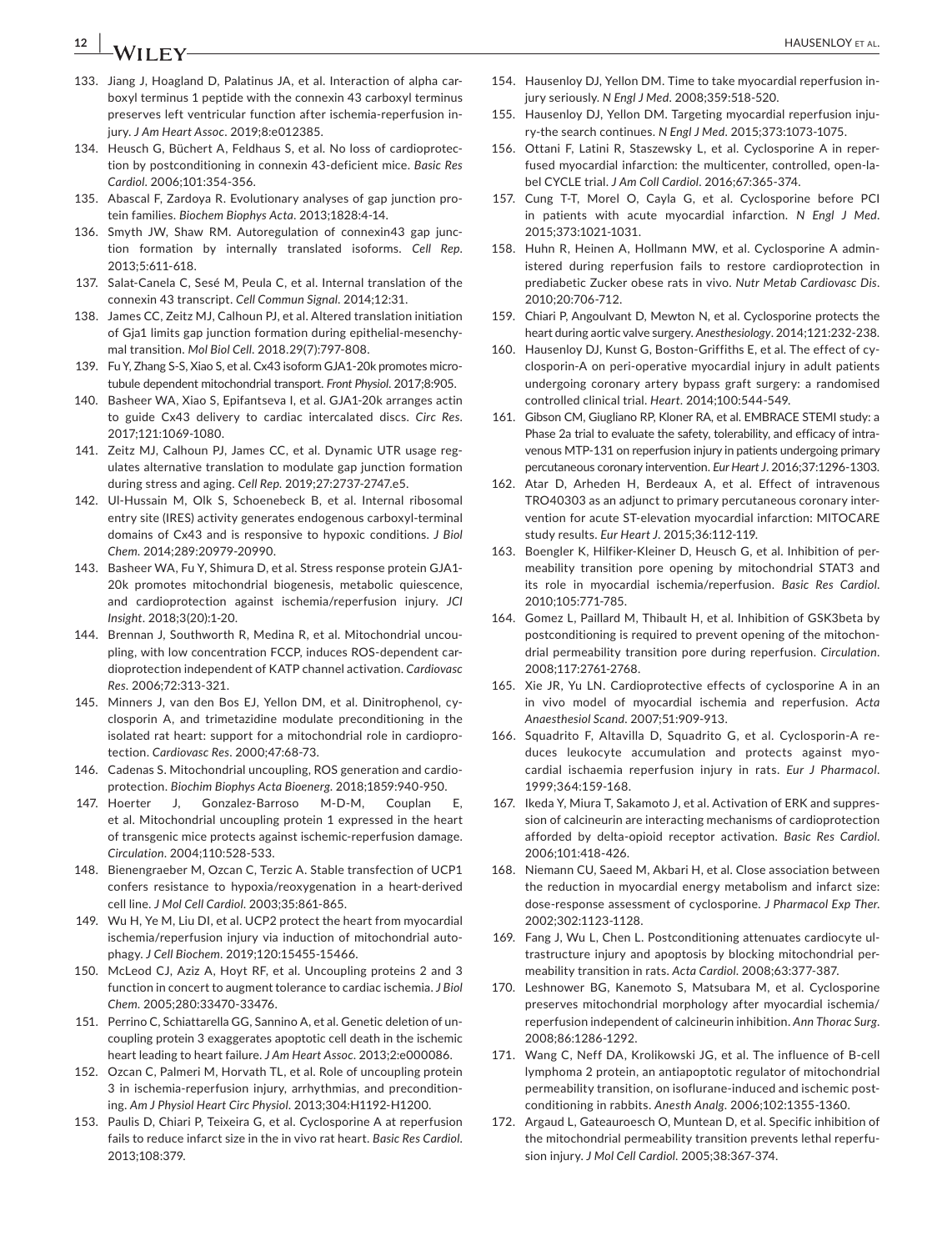133. Jiang J, Hoagland D, Palatinus JA, et al. Interaction of alpha carboxyl terminus 1 peptide with the connexin 43 carboxyl terminus preserves left ventricular function after ischemia-reperfusion injury. *J Am Heart Assoc*. 2019;8:e012385.
134. Heusch G, Büchert A, Feldhaus S, et al. No loss of cardioprotection by postconditioning in connexin 43-deficient mice. *Basic Res Cardiol*. 2006;101:354-356.
135. Abascal F, Zardoya R. Evolutionary analyses of gap junction protein families. *Biochem Biophys Acta*. 2013;1828:4-14.
136. Smyth JW, Shaw RM. Autoregulation of connexin43 gap junction formation by internally translated isoforms. *Cell Rep*. 2013;5:611-618.
137. Salat-Canela C, Sesé M, Peula C, et al. Internal translation of the connexin 43 transcript. *Cell Commun Signal*. 2014;12:31.
138. James CC, Zeitz MJ, Calhoun PJ, et al. Altered translation initiation of Gja1 limits gap junction formation during epithelial-mesenchymal transition. *Mol Biol Cell*. 2018.29(7):797-808.
139. Fu Y, Zhang S-S, Xiao S, et al. Cx43 isoform GJA1-20k promotes microtubule dependent mitochondrial transport. *Front Physiol*. 2017;8:905.
140. Basheer WA, Xiao S, Epifantseva I, et al. GJA1-20k arranges actin to guide Cx43 delivery to cardiac intercalated discs. *Circ Res*. 2017;121:1069-1080.
141. Zeitz MJ, Calhoun PJ, James CC, et al. Dynamic UTR usage regulates alternative translation to modulate gap junction formation during stress and aging. *Cell Rep*. 2019;27:2737-2747.e5.
142. Ul-Hussain M, Olk S, Schoenebeck B, et al. Internal ribosomal entry site (IRES) activity generates endogenous carboxyl-terminal domains of Cx43 and is responsive to hypoxic conditions. *J Biol Chem*. 2014;289:20979-20990.
143. Basheer WA, Fu Y, Shimura D, et al. Stress response protein GJA1-20k promotes mitochondrial biogenesis, metabolic quiescence, and cardioprotection against ischemia/reperfusion injury. *JCI Insight*. 2018;3(20):1-20.
144. Brennan J, Southworth R, Medina R, et al. Mitochondrial uncoupling, with low concentration FCCP, induces ROS-dependent cardioprotection independent of KATP channel activation. *Cardiovasc Res*. 2006;72:313-321.
145. Minners J, van den Bos EJ, Yellon DM, et al. Dinitrophenol, cyclosporin A, and trimetazidine modulate preconditioning in the isolated rat heart: support for a mitochondrial role in cardioprotection. *Cardiovasc Res*. 2000;47:68-73.
146. Cadenas S. Mitochondrial uncoupling, ROS generation and cardioprotection. *Biochim Biophys Acta Bioenerg*. 2018;1859:940-950.
147. Hoerter J, Gonzalez-Barroso M-D-M, Couplan E, et al. Mitochondrial uncoupling protein 1 expressed in the heart of transgenic mice protects against ischemic-reperfusion damage. *Circulation*. 2004;110:528-533.
148. Bienengraeber M, Ozcan C, Terzic A. Stable transfection of UCP1 confers resistance to hypoxia/reoxygenation in a heart-derived cell line. *J Mol Cell Cardiol*. 2003;35:861-865.
149. Wu H, Ye M, Liu DI, et al. UCP2 protect the heart from myocardial ischemia/reperfusion injury via induction of mitochondrial autophagy. *J Cell Biochem*. 2019;120:15455-15466.
150. McLeod CJ, Aziz A, Hoyt RF, et al. Uncoupling proteins 2 and 3 function in concert to augment tolerance to cardiac ischemia. *J Biol Chem*. 2005;280:33470-33476.
151. Perrino C, Schiattarella GG, Sannino A, et al. Genetic deletion of uncoupling protein 3 exaggerates apoptotic cell death in the ischemic heart leading to heart failure. *J Am Heart Assoc*. 2013;2:e000086.
152. Ozcan C, Palmeri M, Horvath TL, et al. Role of uncoupling protein 3 in ischemia-reperfusion injury, arrhythmias, and preconditioning. *Am J Physiol Heart Circ Physiol*. 2013;304:H1192-H1200.
153. Paulis D, Chiari P, Teixeira G, et al. Cyclosporine A at reperfusion fails to reduce infarct size in the in vivo rat heart. *Basic Res Cardiol*. 2013;108:379.
154. Hausenloy DJ, Yellon DM. Time to take myocardial reperfusion injury seriously. *N Engl J Med*. 2008;359:518-520.
155. Hausenloy DJ, Yellon DM. Targeting myocardial reperfusion injury-the search continues. *N Engl J Med*. 2015;373:1073-1075.
156. Ottani F, Latini R, Staszewsky L, et al. Cyclosporine A in reperfused myocardial infarction: the multicenter, controlled, open-label CYCLE trial. *J Am Coll Cardiol*. 2016;67:365-374.
157. Cung T-T, Morel O, Cayla G, et al. Cyclosporine before PCI in patients with acute myocardial infarction. *N Engl J Med*. 2015;373:1021-1031.
158. Huhn R, Heinen A, Hollmann MW, et al. Cyclosporine A administered during reperfusion fails to restore cardioprotection in prediabetic Zucker obese rats in vivo. *Nutr Metab Cardiovasc Dis*. 2010;20:706-712.
159. Chiari P, Angoulvant D, Mewton N, et al. Cyclosporine protects the heart during aortic valve surgery. *Anesthesiology*. 2014;121:232-238.
160. Hausenloy DJ, Kunst G, Boston-Griffiths E, et al. The effect of cyclosporin-A on peri-operative myocardial injury in adult patients undergoing coronary artery bypass graft surgery: a randomised controlled clinical trial. *Heart*. 2014;100:544-549.
161. Gibson CM, Giugliano RP, Kloner RA, et al. EMBRACE STEMI study: a Phase 2a trial to evaluate the safety, tolerability, and efficacy of intravenous MTP-131 on reperfusion injury in patients undergoing primary percutaneous coronary intervention. *Eur Heart J*. 2016;37:1296-1303.
162. Atar D, Arheden H, Berdeaux A, et al. Effect of intravenous TRO40303 as an adjunct to primary percutaneous coronary intervention for acute ST-elevation myocardial infarction: MITOCARE study results. *Eur Heart J*. 2015;36:112-119.
163. Boengler K, Hilfiker-Kleiner D, Heusch G, et al. Inhibition of permeability transition pore opening by mitochondrial STAT3 and its role in myocardial ischemia/reperfusion. *Basic Res Cardiol*. 2010;105:771-785.
164. Gomez L, Paillard M, Thibault H, et al. Inhibition of GSK3beta by postconditioning is required to prevent opening of the mitochondrial permeability transition pore during reperfusion. *Circulation*. 2008;117:2761-2768.
165. Xie JR, Yu LN. Cardioprotective effects of cyclosporine A in an in vivo model of myocardial ischemia and reperfusion. *Acta Anaesthesiol Scand*. 2007;51:909-913.
166. Squadrito F, Altavilla D, Squadrito G, et al. Cyclosporin-A reduces leukocyte accumulation and protects against myocardial ischaemia reperfusion injury in rats. *Eur J Pharmacol*. 1999;364:159-168.
167. Ikeda Y, Miura T, Sakamoto J, et al. Activation of ERK and suppression of calcineurin are interacting mechanisms of cardioprotection afforded by delta-opioid receptor activation. *Basic Res Cardiol*. 2006;101:418-426.
168. Niemann CU, Saeed M, Akbari H, et al. Close association between the reduction in myocardial energy metabolism and infarct size: dose-response assessment of cyclosporine. *J Pharmacol Exp Ther*. 2002;302:1123-1128.
169. Fang J, Wu L, Chen L. Postconditioning attenuates cardiocyte ultrastructure injury and apoptosis by blocking mitochondrial permeability transition in rats. *Acta Cardiol*. 2008;63:377-387.
170. Leshnower BG, Kanemoto S, Matsubara M, et al. Cyclosporine preserves mitochondrial morphology after myocardial ischemia/reperfusion independent of calcineurin inhibition. *Ann Thorac Surg*. 2008;86:1286-1292.
171. Wang C, Neff DA, Krolikowski JG, et al. The influence of B-cell lymphoma 2 protein, an antiapoptotic regulator of mitochondrial permeability transition, on isoflurane-induced and ischemic postconditioning in rabbits. *Anesth Analg*. 2006;102:1355-1360.
172. Argaud L, Gateauroesch O, Muntean D, et al. Specific inhibition of the mitochondrial permeability transition prevents lethal reperfusion injury. *J Mol Cell Cardiol*. 2005;38:367-374.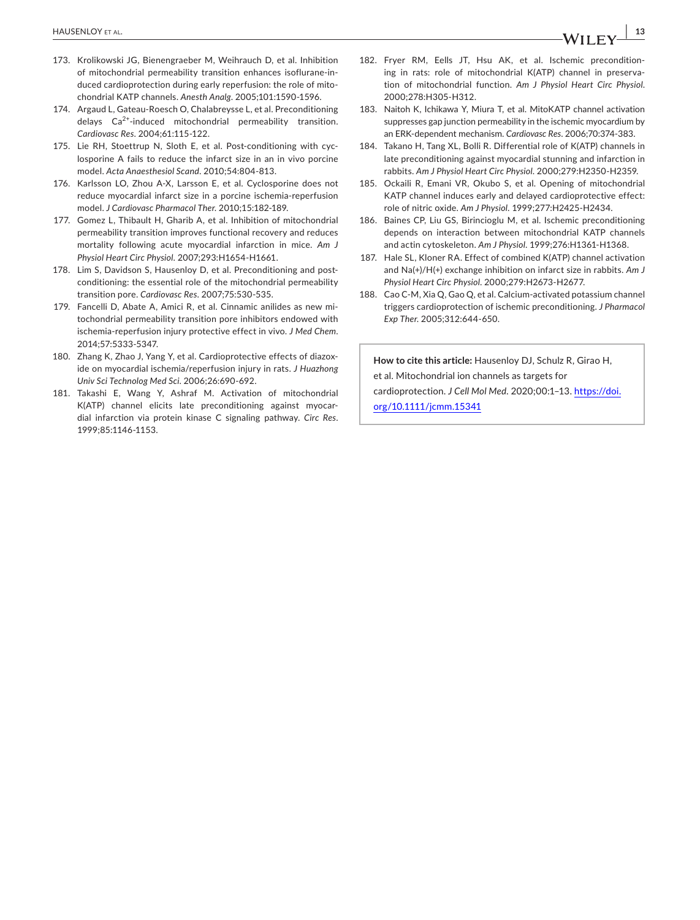173. Krolikowski JG, Bienengraeber M, Weihrauch D, et al. Inhibition of mitochondrial permeability transition enhances isoflurane-induced cardioprotection during early reperfusion: the role of mitochondrial KATP channels. *Anesth Analg*. 2005;101:1590-1596.
174. Argaud L, Gateau-Roesch O, Chalabreysse L, et al. Preconditioning delays $Ca^{2+}$-induced mitochondrial permeability transition. *Cardiovasc Res*. 2004;61:115-122.
175. Lie RH, Stoettrup N, Sloth E, et al. Post-conditioning with cyclosporine A fails to reduce the infarct size in an in vivo porcine model. *Acta Anaesthesiol Scand*. 2010;54:804-813.
176. Karlsson LO, Zhou A-X, Larsson E, et al. Cyclosporine does not reduce myocardial infarct size in a porcine ischemia-reperfusion model. *J Cardiovasc Pharmacol Ther*. 2010;15:182-189.
177. Gomez L, Thibault H, Gharib A, et al. Inhibition of mitochondrial permeability transition improves functional recovery and reduces mortality following acute myocardial infarction in mice. *Am J Physiol Heart Circ Physiol*. 2007;293:H1654-H1661.
178. Lim S, Davidson S, Hausenloy D, et al. Preconditioning and postconditioning: the essential role of the mitochondrial permeability transition pore. *Cardiovasc Res*. 2007;75:530-535.
179. Fancelli D, Abate A, Amici R, et al. Cinnamic anilides as new mitochondrial permeability transition pore inhibitors endowed with ischemia-reperfusion injury protective effect in vivo. *J Med Chem*. 2014;57:5333-5347.
180. Zhang K, Zhao J, Yang Y, et al. Cardioprotective effects of diazoxide on myocardial ischemia/reperfusion injury in rats. *J Huazhong Univ Sci Technolog Med Sci*. 2006;26:690-692.
181. Takashi E, Wang Y, Ashraf M. Activation of mitochondrial K(ATP) channel elicits late preconditioning against myocardial infarction via protein kinase C signaling pathway. *Circ Res*. 1999;85:1146-1153.
182. Fryer RM, Eells JT, Hsu AK, et al. Ischemic preconditioning in rats: role of mitochondrial K(ATP) channel in preservation of mitochondrial function. *Am J Physiol Heart Circ Physiol*. 2000;278:H305-H312.
183. Naitoh K, Ichikawa Y, Miura T, et al. MitoKATP channel activation suppresses gap junction permeability in the ischemic myocardium by an ERK-dependent mechanism. *Cardiovasc Res*. 2006;70:374-383.
184. Takano H, Tang XL, Bolli R. Differential role of K(ATP) channels in late preconditioning against myocardial stunning and infarction in rabbits. *Am J Physiol Heart Circ Physiol*. 2000;279:H2350-H2359.
185. Ockaili R, Emani VR, Okubo S, et al. Opening of mitochondrial KATP channel induces early and delayed cardioprotective effect: role of nitric oxide. *Am J Physiol*. 1999;277:H2425-H2434.
186. Baines CP, Liu GS, Birincioglu M, et al. Ischemic preconditioning depends on interaction between mitochondrial KATP channels and actin cytoskeleton. *Am J Physiol*. 1999;276:H1361-H1368.
187. Hale SL, Kloner RA. Effect of combined K(ATP) channel activation and Na(+)/H(+) exchange inhibition on infarct size in rabbits. *Am J Physiol Heart Circ Physiol*. 2000;279:H2673-H2677.
188. Cao C-M, Xia Q, Gao Q, et al. Calcium-activated potassium channel triggers cardioprotection of ischemic preconditioning. *J Pharmacol Exp Ther*. 2005;312:644-650.

**How to cite this article:** Hausenloy DJ, Schulz R, Girao H, et al. Mitochondrial ion channels as targets for cardioprotection. *J Cell Mol Med*. 2020;00:1–13. https://doi.org/10.1111/jcmm.15341